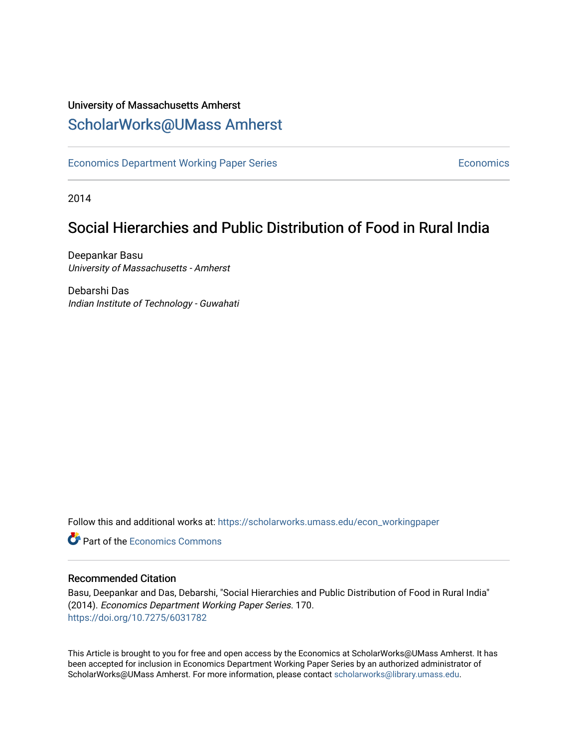University of Massachusetts Amherst

## ScholarWorks@UMass Amherst

Economics Department Working Paper Series Economics

2014

# Social Hierarchies and Public Distribution of Food in Rural India

Deepankar Basu
*University of Massachusetts - Amherst*

Debarshi Das
*Indian Institute of Technology - Guwahati*

Follow this and additional works at: https://scholarworks.umass.edu/econ_workingpaper

Part of the Economics Commons

### Recommended Citation

Basu, Deepankar and Das, Debarshi, "Social Hierarchies and Public Distribution of Food in Rural India" (2014). *Economics Department Working Paper Series*. 170.
https://doi.org/10.7275/6031782

This Article is brought to you for free and open access by the Economics at ScholarWorks@UMass Amherst. It has been accepted for inclusion in Economics Department Working Paper Series by an authorized administrator of ScholarWorks@UMass Amherst. For more information, please contact scholarworks@library.umass.edu.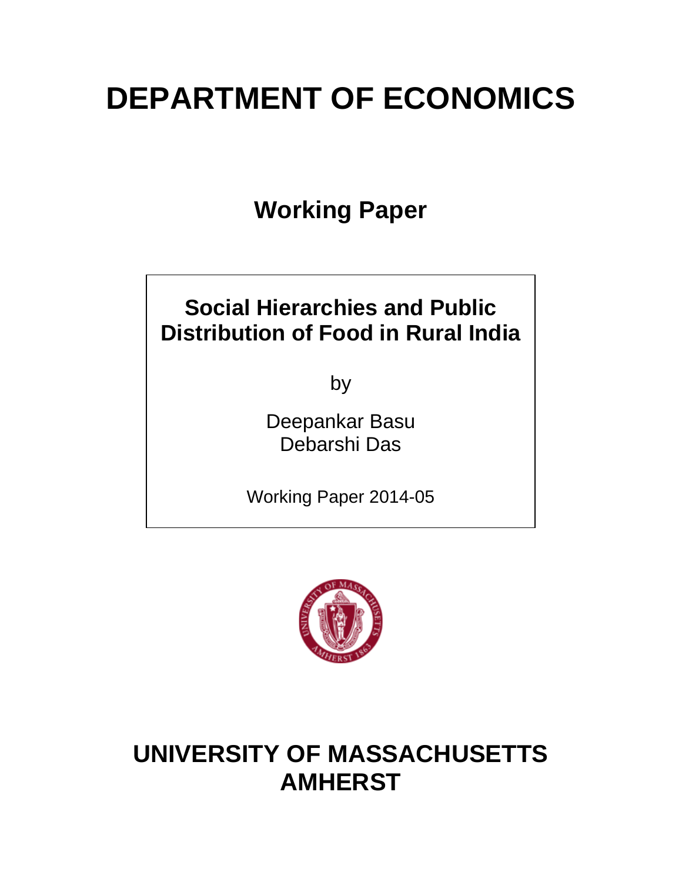# DEPARTMENT OF ECONOMICS

## Working Paper

**Social Hierarchies and Public Distribution of Food in Rural India**

by

Deepankar Basu
Debarshi Das

Working Paper 2014-05

# UNIVERSITY OF MASSACHUSETTS AMHERST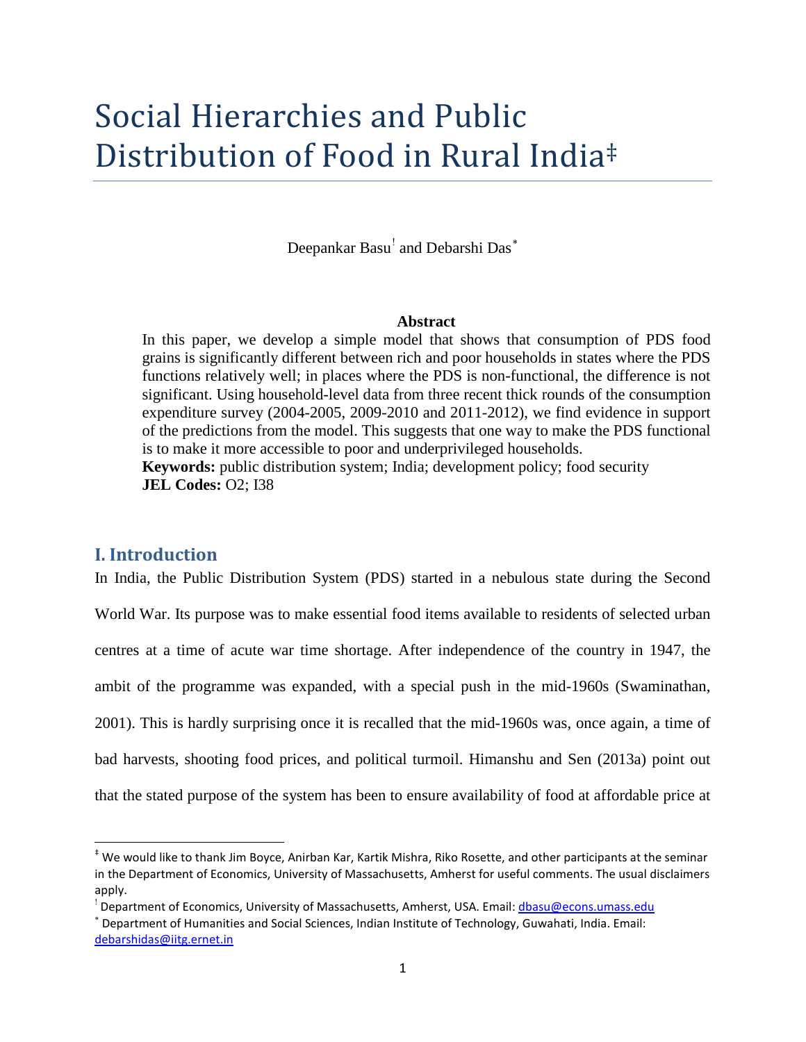# Social Hierarchies and Public Distribution of Food in Rural India‡

Deepankar Basu[!] and Debarshi Das[*]

**Abstract**

In this paper, we develop a simple model that shows that consumption of PDS food grains is significantly different between rich and poor households in states where the PDS functions relatively well; in places where the PDS is non-functional, the difference is not significant. Using household-level data from three recent thick rounds of the consumption expenditure survey (2004-2005, 2009-2010 and 2011-2012), we find evidence in support of the predictions from the model. This suggests that one way to make the PDS functional is to make it more accessible to poor and underprivileged households.

**Keywords:** public distribution system; India; development policy; food security

**JEL Codes:** O2; I38

## I. Introduction

In India, the Public Distribution System (PDS) started in a nebulous state during the Second World War. Its purpose was to make essential food items available to residents of selected urban centres at a time of acute war time shortage. After independence of the country in 1947, the ambit of the programme was expanded, with a special push in the mid-1960s (Swaminathan, 2001). This is hardly surprising once it is recalled that the mid-1960s was, once again, a time of bad harvests, shooting food prices, and political turmoil. Himanshu and Sen (2013a) point out that the stated purpose of the system has been to ensure availability of food at affordable price at

---

‡ We would like to thank Jim Boyce, Anirban Kar, Kartik Mishra, Riko Rosette, and other participants at the seminar in the Department of Economics, University of Massachusetts, Amherst for useful comments. The usual disclaimers apply.

! Department of Economics, University of Massachusetts, Amherst, USA. Email: dbasu@econs.umass.edu

* Department of Humanities and Social Sciences, Indian Institute of Technology, Guwahati, India. Email: debarshidas@iitg.ernet.in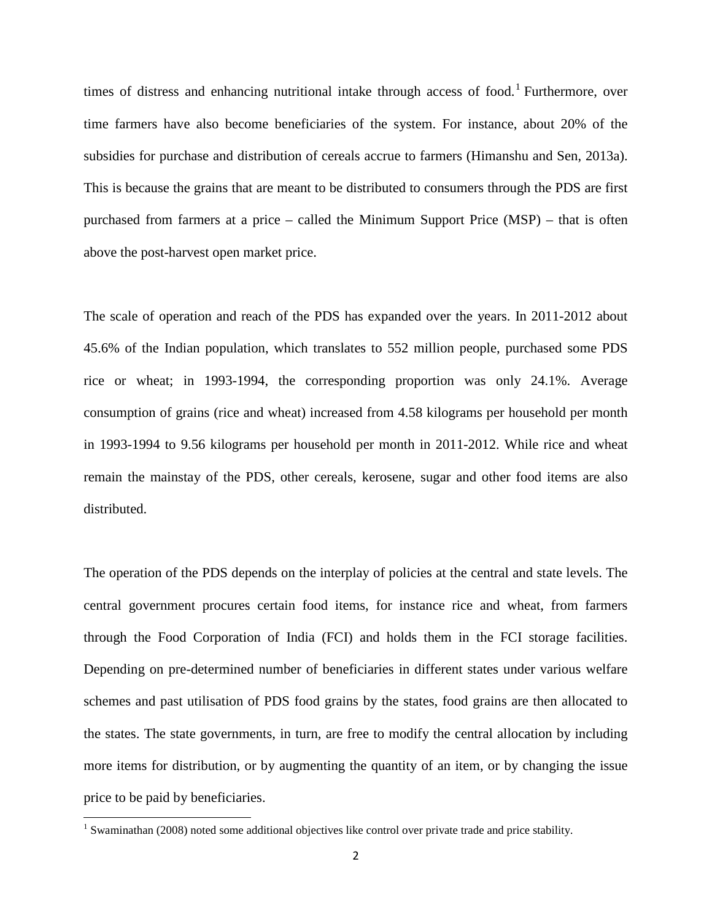times of distress and enhancing nutritional intake through access of food.[1] Furthermore, over time farmers have also become beneficiaries of the system. For instance, about 20% of the subsidies for purchase and distribution of cereals accrue to farmers (Himanshu and Sen, 2013a). This is because the grains that are meant to be distributed to consumers through the PDS are first purchased from farmers at a price – called the Minimum Support Price (MSP) – that is often above the post-harvest open market price.

The scale of operation and reach of the PDS has expanded over the years. In 2011-2012 about 45.6% of the Indian population, which translates to 552 million people, purchased some PDS rice or wheat; in 1993-1994, the corresponding proportion was only 24.1%. Average consumption of grains (rice and wheat) increased from 4.58 kilograms per household per month in 1993-1994 to 9.56 kilograms per household per month in 2011-2012. While rice and wheat remain the mainstay of the PDS, other cereals, kerosene, sugar and other food items are also distributed.

The operation of the PDS depends on the interplay of policies at the central and state levels. The central government procures certain food items, for instance rice and wheat, from farmers through the Food Corporation of India (FCI) and holds them in the FCI storage facilities. Depending on pre-determined number of beneficiaries in different states under various welfare schemes and past utilisation of PDS food grains by the states, food grains are then allocated to the states. The state governments, in turn, are free to modify the central allocation by including more items for distribution, or by augmenting the quantity of an item, or by changing the issue price to be paid by beneficiaries.

[1] Swaminathan (2008) noted some additional objectives like control over private trade and price stability.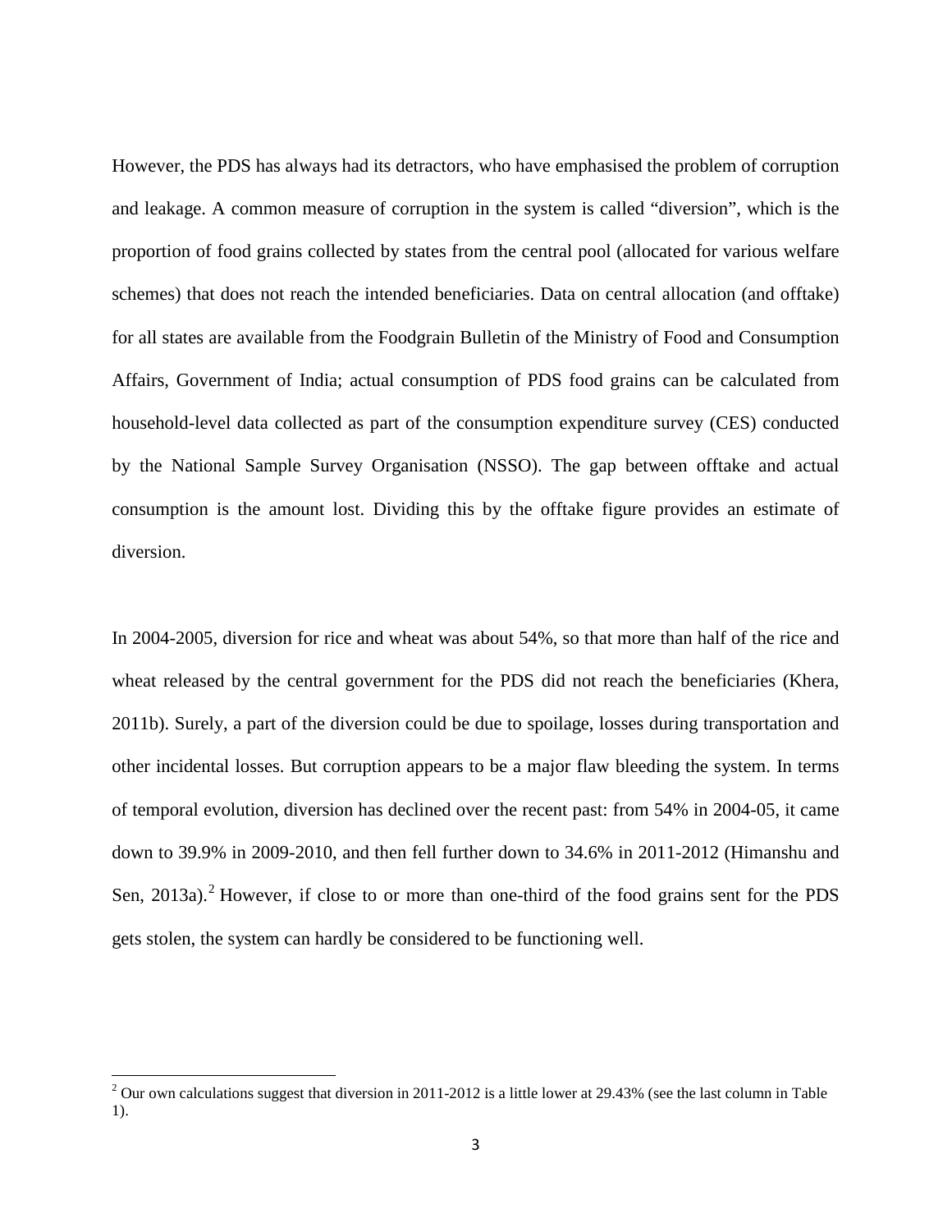However, the PDS has always had its detractors, who have emphasised the problem of corruption and leakage. A common measure of corruption in the system is called "diversion", which is the proportion of food grains collected by states from the central pool (allocated for various welfare schemes) that does not reach the intended beneficiaries. Data on central allocation (and offtake) for all states are available from the Foodgrain Bulletin of the Ministry of Food and Consumption Affairs, Government of India; actual consumption of PDS food grains can be calculated from household-level data collected as part of the consumption expenditure survey (CES) conducted by the National Sample Survey Organisation (NSSO). The gap between offtake and actual consumption is the amount lost. Dividing this by the offtake figure provides an estimate of diversion.

In 2004-2005, diversion for rice and wheat was about 54%, so that more than half of the rice and wheat released by the central government for the PDS did not reach the beneficiaries (Khera, 2011b). Surely, a part of the diversion could be due to spoilage, losses during transportation and other incidental losses. But corruption appears to be a major flaw bleeding the system. In terms of temporal evolution, diversion has declined over the recent past: from 54% in 2004-05, it came down to 39.9% in 2009-2010, and then fell further down to 34.6% in 2011-2012 (Himanshu and Sen, 2013a).[2] However, if close to or more than one-third of the food grains sent for the PDS gets stolen, the system can hardly be considered to be functioning well.

[2] Our own calculations suggest that diversion in 2011-2012 is a little lower at 29.43% (see the last column in Table 1).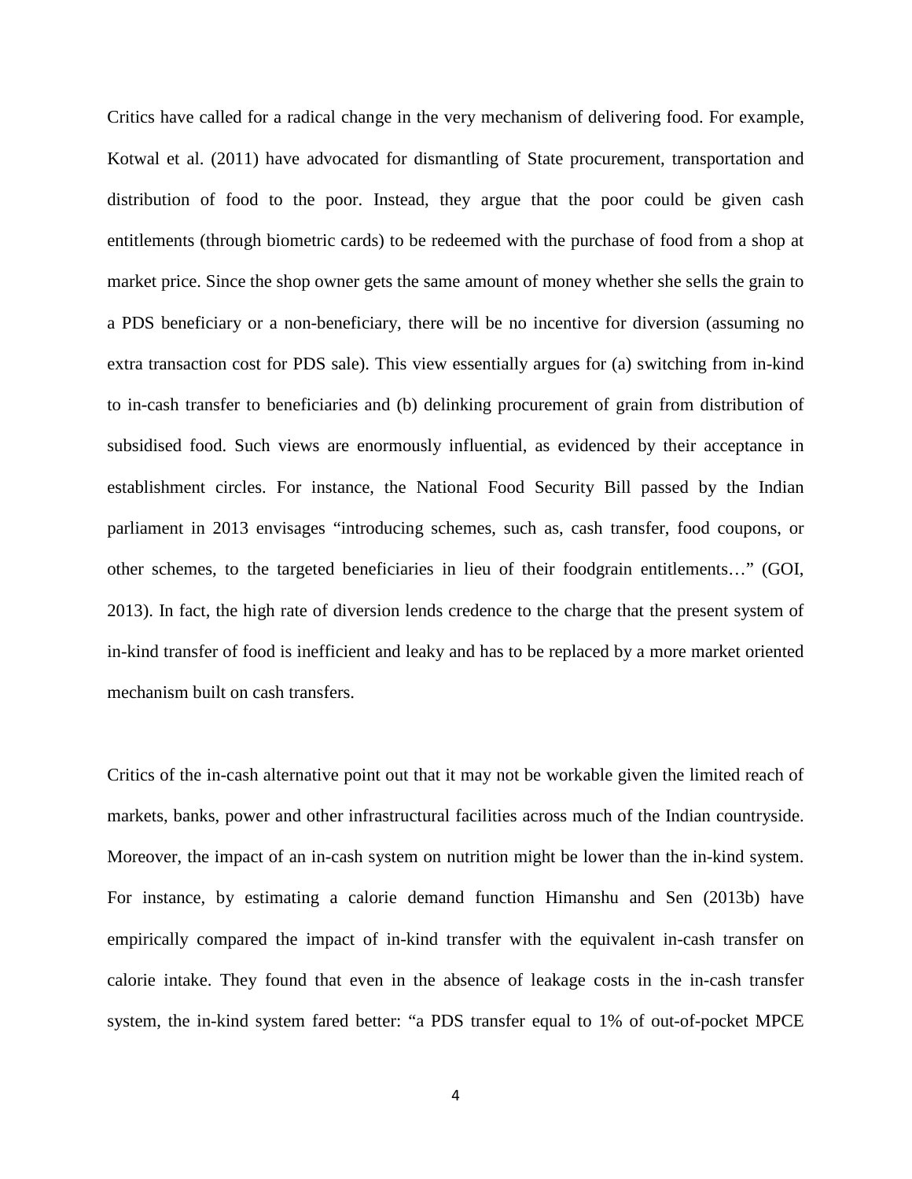Critics have called for a radical change in the very mechanism of delivering food. For example, Kotwal et al. (2011) have advocated for dismantling of State procurement, transportation and distribution of food to the poor. Instead, they argue that the poor could be given cash entitlements (through biometric cards) to be redeemed with the purchase of food from a shop at market price. Since the shop owner gets the same amount of money whether she sells the grain to a PDS beneficiary or a non-beneficiary, there will be no incentive for diversion (assuming no extra transaction cost for PDS sale). This view essentially argues for (a) switching from in-kind to in-cash transfer to beneficiaries and (b) delinking procurement of grain from distribution of subsidised food. Such views are enormously influential, as evidenced by their acceptance in establishment circles. For instance, the National Food Security Bill passed by the Indian parliament in 2013 envisages "introducing schemes, such as, cash transfer, food coupons, or other schemes, to the targeted beneficiaries in lieu of their foodgrain entitlements…" (GOI, 2013). In fact, the high rate of diversion lends credence to the charge that the present system of in-kind transfer of food is inefficient and leaky and has to be replaced by a more market oriented mechanism built on cash transfers.

Critics of the in-cash alternative point out that it may not be workable given the limited reach of markets, banks, power and other infrastructural facilities across much of the Indian countryside. Moreover, the impact of an in-cash system on nutrition might be lower than the in-kind system. For instance, by estimating a calorie demand function Himanshu and Sen (2013b) have empirically compared the impact of in-kind transfer with the equivalent in-cash transfer on calorie intake. They found that even in the absence of leakage costs in the in-cash transfer system, the in-kind system fared better: "a PDS transfer equal to 1% of out-of-pocket MPCE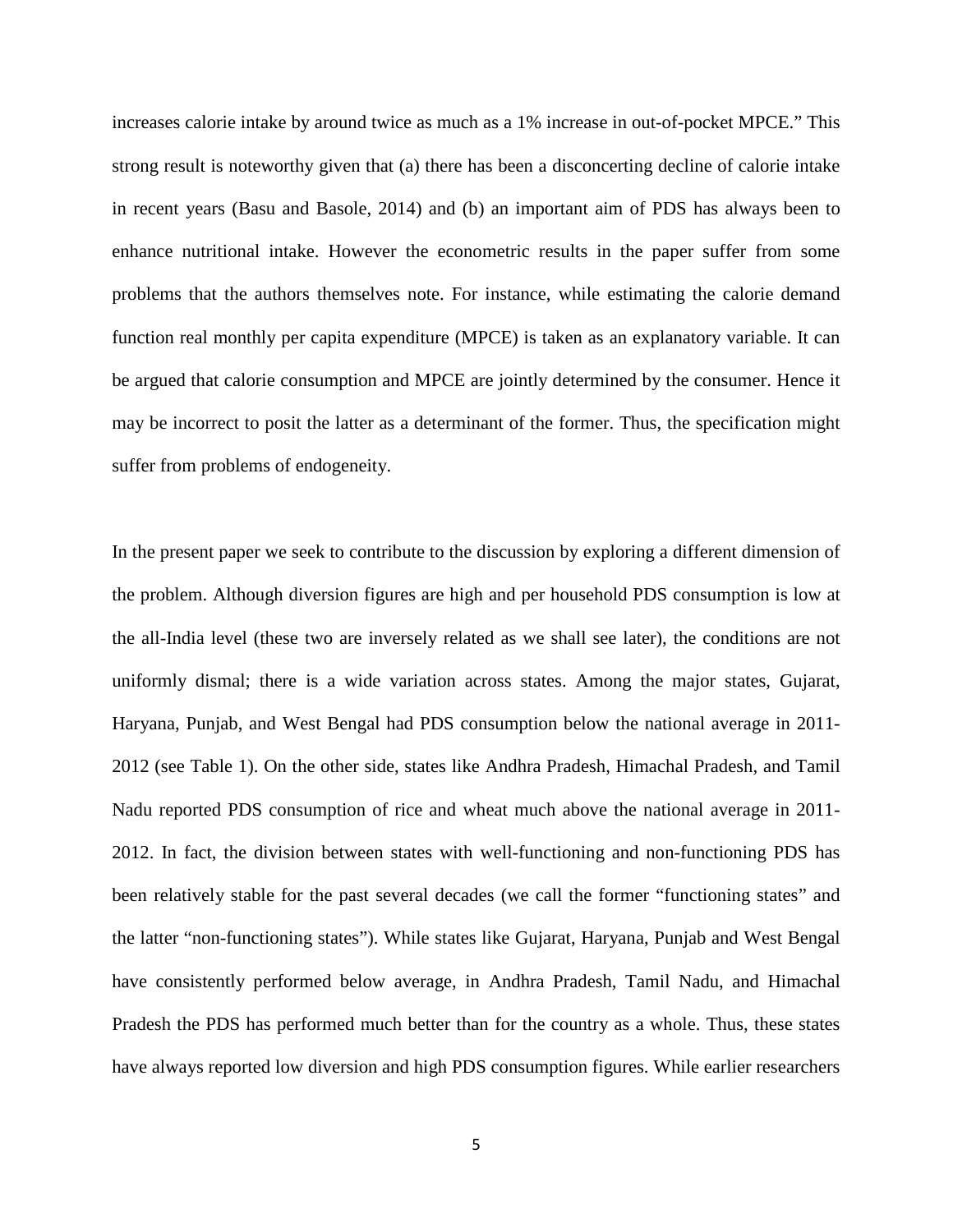increases calorie intake by around twice as much as a 1% increase in out-of-pocket MPCE." This strong result is noteworthy given that (a) there has been a disconcerting decline of calorie intake in recent years (Basu and Basole, 2014) and (b) an important aim of PDS has always been to enhance nutritional intake. However the econometric results in the paper suffer from some problems that the authors themselves note. For instance, while estimating the calorie demand function real monthly per capita expenditure (MPCE) is taken as an explanatory variable. It can be argued that calorie consumption and MPCE are jointly determined by the consumer. Hence it may be incorrect to posit the latter as a determinant of the former. Thus, the specification might suffer from problems of endogeneity.

In the present paper we seek to contribute to the discussion by exploring a different dimension of the problem. Although diversion figures are high and per household PDS consumption is low at the all-India level (these two are inversely related as we shall see later), the conditions are not uniformly dismal; there is a wide variation across states. Among the major states, Gujarat, Haryana, Punjab, and West Bengal had PDS consumption below the national average in 2011-2012 (see Table 1). On the other side, states like Andhra Pradesh, Himachal Pradesh, and Tamil Nadu reported PDS consumption of rice and wheat much above the national average in 2011-2012. In fact, the division between states with well-functioning and non-functioning PDS has been relatively stable for the past several decades (we call the former "functioning states" and the latter "non-functioning states"). While states like Gujarat, Haryana, Punjab and West Bengal have consistently performed below average, in Andhra Pradesh, Tamil Nadu, and Himachal Pradesh the PDS has performed much better than for the country as a whole. Thus, these states have always reported low diversion and high PDS consumption figures. While earlier researchers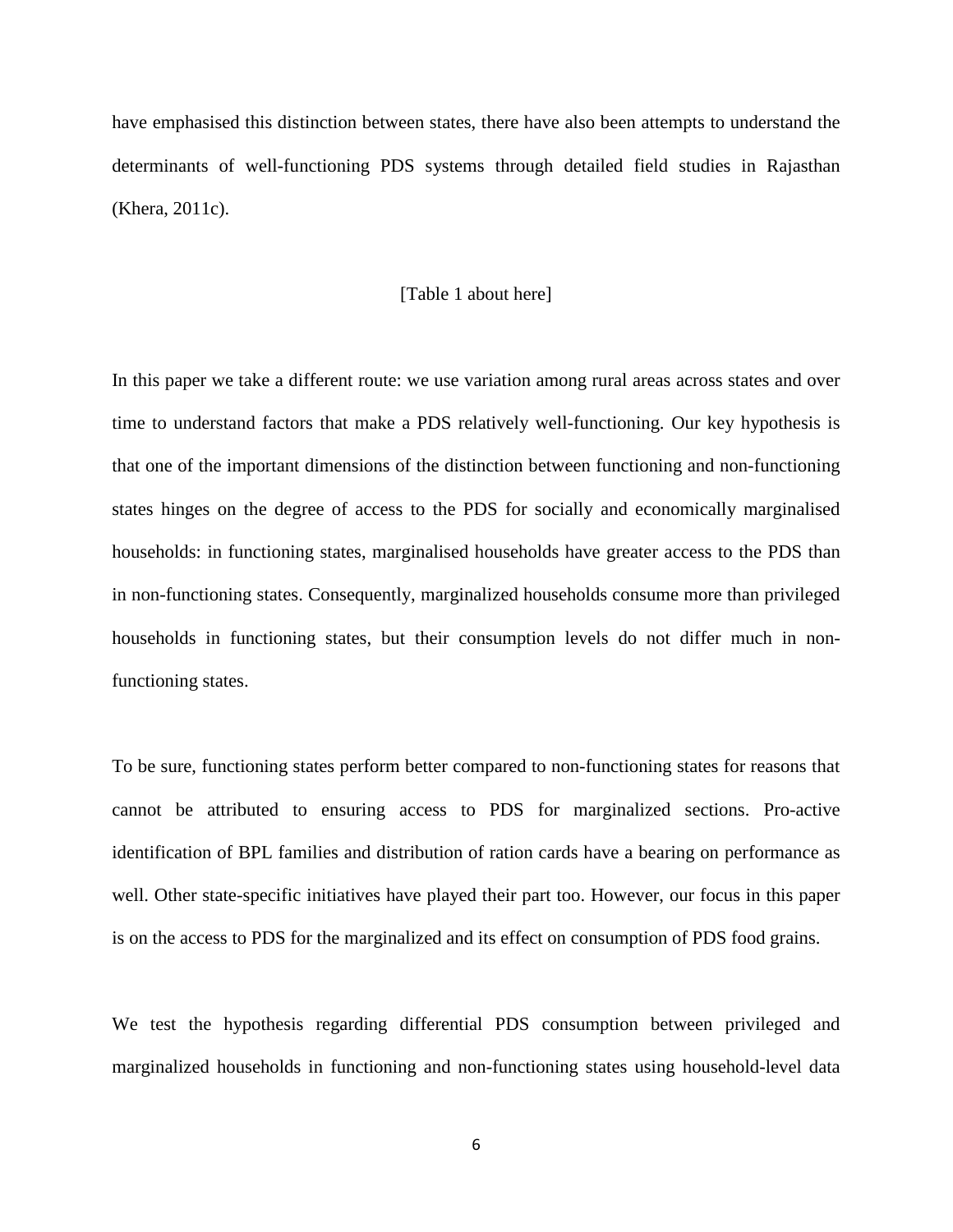have emphasised this distinction between states, there have also been attempts to understand the determinants of well-functioning PDS systems through detailed field studies in Rajasthan (Khera, 2011c).

[Table 1 about here]

In this paper we take a different route: we use variation among rural areas across states and over time to understand factors that make a PDS relatively well-functioning. Our key hypothesis is that one of the important dimensions of the distinction between functioning and non-functioning states hinges on the degree of access to the PDS for socially and economically marginalised households: in functioning states, marginalised households have greater access to the PDS than in non-functioning states. Consequently, marginalized households consume more than privileged households in functioning states, but their consumption levels do not differ much in non-functioning states.

To be sure, functioning states perform better compared to non-functioning states for reasons that cannot be attributed to ensuring access to PDS for marginalized sections. Pro-active identification of BPL families and distribution of ration cards have a bearing on performance as well. Other state-specific initiatives have played their part too. However, our focus in this paper is on the access to PDS for the marginalized and its effect on consumption of PDS food grains.

We test the hypothesis regarding differential PDS consumption between privileged and marginalized households in functioning and non-functioning states using household-level data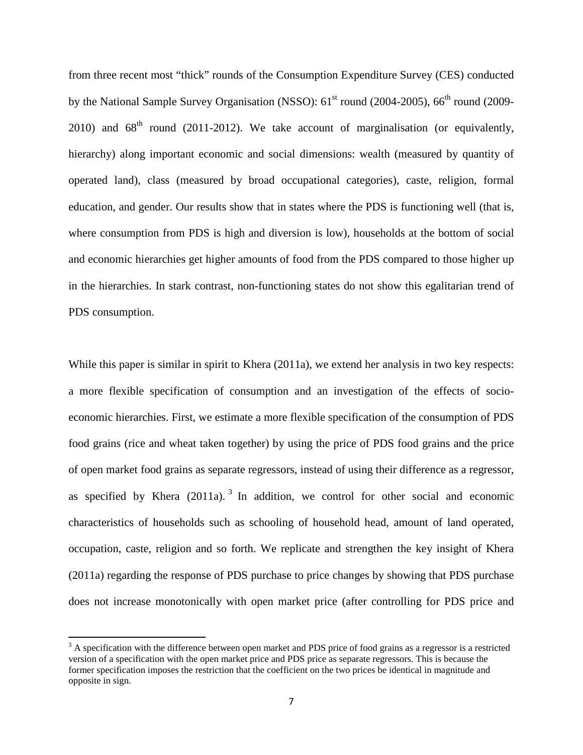from three recent most "thick" rounds of the Consumption Expenditure Survey (CES) conducted by the National Sample Survey Organisation (NSSO): 61st round (2004-2005), 66th round (2009-2010) and 68th round (2011-2012). We take account of marginalisation (or equivalently, hierarchy) along important economic and social dimensions: wealth (measured by quantity of operated land), class (measured by broad occupational categories), caste, religion, formal education, and gender. Our results show that in states where the PDS is functioning well (that is, where consumption from PDS is high and diversion is low), households at the bottom of social and economic hierarchies get higher amounts of food from the PDS compared to those higher up in the hierarchies. In stark contrast, non-functioning states do not show this egalitarian trend of PDS consumption.

While this paper is similar in spirit to Khera (2011a), we extend her analysis in two key respects: a more flexible specification of consumption and an investigation of the effects of socio-economic hierarchies. First, we estimate a more flexible specification of the consumption of PDS food grains (rice and wheat taken together) by using the price of PDS food grains and the price of open market food grains as separate regressors, instead of using their difference as a regressor, as specified by Khera (2011a).[3] In addition, we control for other social and economic characteristics of households such as schooling of household head, amount of land operated, occupation, caste, religion and so forth. We replicate and strengthen the key insight of Khera (2011a) regarding the response of PDS purchase to price changes by showing that PDS purchase does not increase monotonically with open market price (after controlling for PDS price and

[3] A specification with the difference between open market and PDS price of food grains as a regressor is a restricted version of a specification with the open market price and PDS price as separate regressors. This is because the former specification imposes the restriction that the coefficient on the two prices be identical in magnitude and opposite in sign.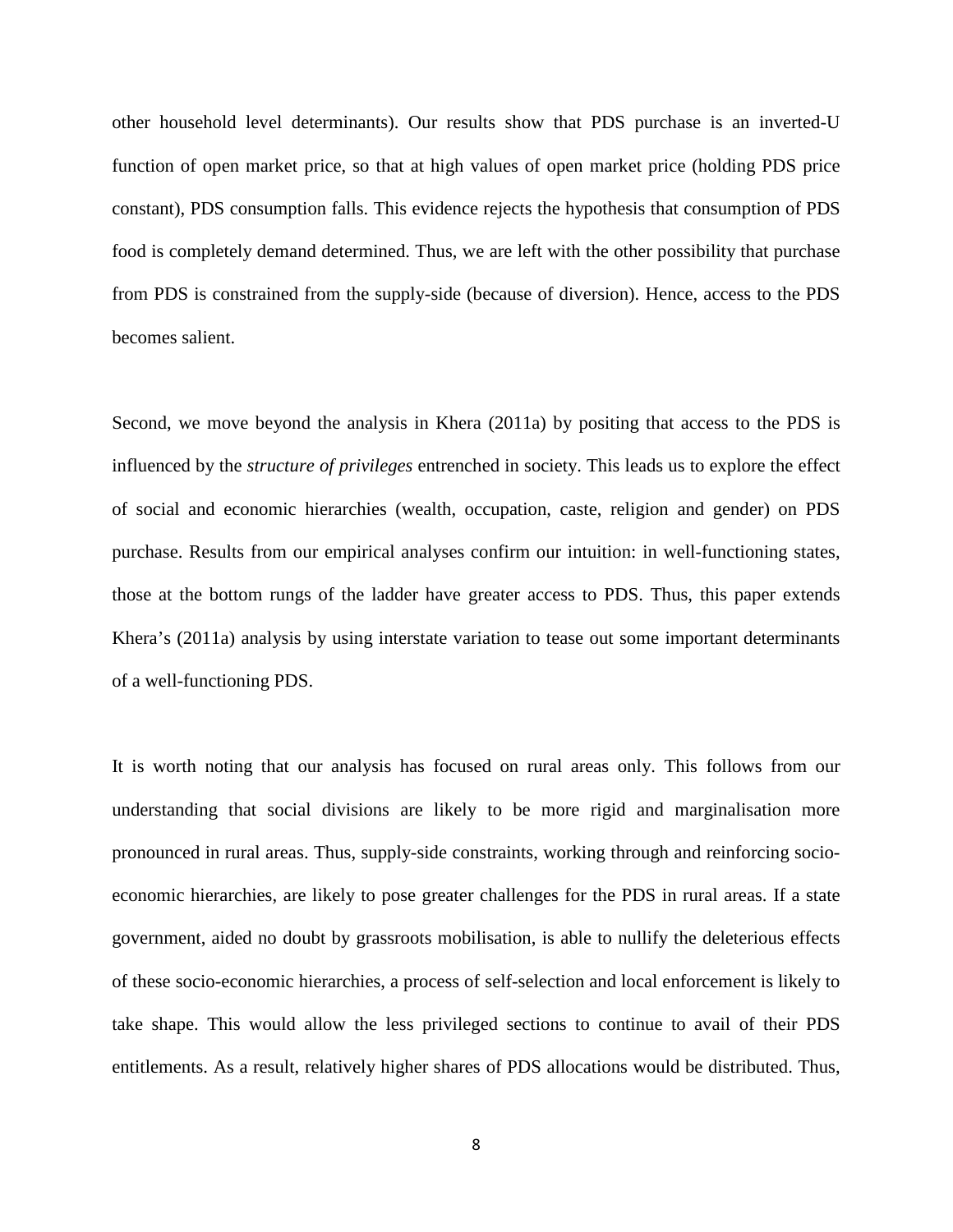other household level determinants). Our results show that PDS purchase is an inverted-U function of open market price, so that at high values of open market price (holding PDS price constant), PDS consumption falls. This evidence rejects the hypothesis that consumption of PDS food is completely demand determined. Thus, we are left with the other possibility that purchase from PDS is constrained from the supply-side (because of diversion). Hence, access to the PDS becomes salient.

Second, we move beyond the analysis in Khera (2011a) by positing that access to the PDS is influenced by the *structure of privileges* entrenched in society. This leads us to explore the effect of social and economic hierarchies (wealth, occupation, caste, religion and gender) on PDS purchase. Results from our empirical analyses confirm our intuition: in well-functioning states, those at the bottom rungs of the ladder have greater access to PDS. Thus, this paper extends Khera's (2011a) analysis by using interstate variation to tease out some important determinants of a well-functioning PDS.

It is worth noting that our analysis has focused on rural areas only. This follows from our understanding that social divisions are likely to be more rigid and marginalisation more pronounced in rural areas. Thus, supply-side constraints, working through and reinforcing socio-economic hierarchies, are likely to pose greater challenges for the PDS in rural areas. If a state government, aided no doubt by grassroots mobilisation, is able to nullify the deleterious effects of these socio-economic hierarchies, a process of self-selection and local enforcement is likely to take shape. This would allow the less privileged sections to continue to avail of their PDS entitlements. As a result, relatively higher shares of PDS allocations would be distributed. Thus,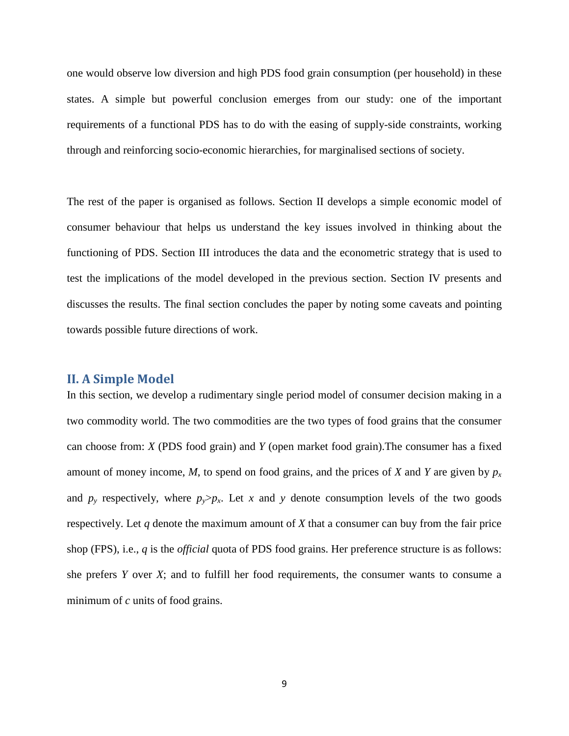one would observe low diversion and high PDS food grain consumption (per household) in these states. A simple but powerful conclusion emerges from our study: one of the important requirements of a functional PDS has to do with the easing of supply-side constraints, working through and reinforcing socio-economic hierarchies, for marginalised sections of society.

The rest of the paper is organised as follows. Section II develops a simple economic model of consumer behaviour that helps us understand the key issues involved in thinking about the functioning of PDS. Section III introduces the data and the econometric strategy that is used to test the implications of the model developed in the previous section. Section IV presents and discusses the results. The final section concludes the paper by noting some caveats and pointing towards possible future directions of work.

## II. A Simple Model

In this section, we develop a rudimentary single period model of consumer decision making in a two commodity world. The two commodities are the two types of food grains that the consumer can choose from: $X$ (PDS food grain) and $Y$ (open market food grain).The consumer has a fixed amount of money income, $M$, to spend on food grains, and the prices of $X$ and $Y$ are given by $p_x$ and $p_y$ respectively, where $p_y > p_x$. Let $x$ and $y$ denote consumption levels of the two goods respectively. Let $q$ denote the maximum amount of $X$ that a consumer can buy from the fair price shop (FPS), i.e., $q$ is the *official* quota of PDS food grains. Her preference structure is as follows: she prefers $Y$ over $X$; and to fulfill her food requirements, the consumer wants to consume a minimum of $c$ units of food grains.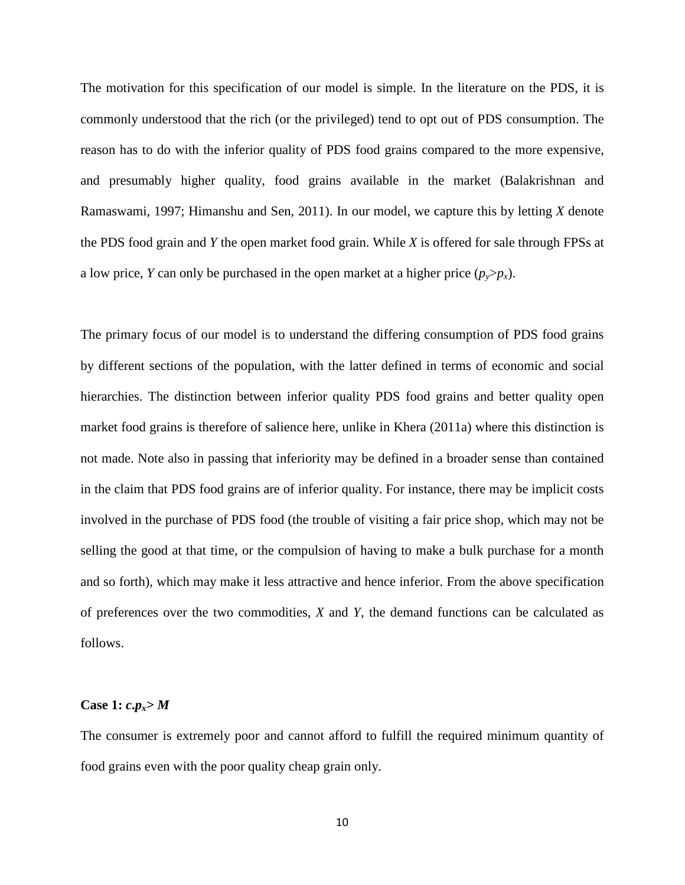The motivation for this specification of our model is simple. In the literature on the PDS, it is commonly understood that the rich (or the privileged) tend to opt out of PDS consumption. The reason has to do with the inferior quality of PDS food grains compared to the more expensive, and presumably higher quality, food grains available in the market (Balakrishnan and Ramaswami, 1997; Himanshu and Sen, 2011). In our model, we capture this by letting *X* denote the PDS food grain and *Y* the open market food grain. While *X* is offered for sale through FPSs at a low price, *Y* can only be purchased in the open market at a higher price ($p_y > p_x$).

The primary focus of our model is to understand the differing consumption of PDS food grains by different sections of the population, with the latter defined in terms of economic and social hierarchies. The distinction between inferior quality PDS food grains and better quality open market food grains is therefore of salience here, unlike in Khera (2011a) where this distinction is not made. Note also in passing that inferiority may be defined in a broader sense than contained in the claim that PDS food grains are of inferior quality. For instance, there may be implicit costs involved in the purchase of PDS food (the trouble of visiting a fair price shop, which may not be selling the good at that time, or the compulsion of having to make a bulk purchase for a month and so forth), which may make it less attractive and hence inferior. From the above specification of preferences over the two commodities, *X* and *Y*, the demand functions can be calculated as follows.

**Case 1: $c.p_x > M$**

The consumer is extremely poor and cannot afford to fulfill the required minimum quantity of food grains even with the poor quality cheap grain only.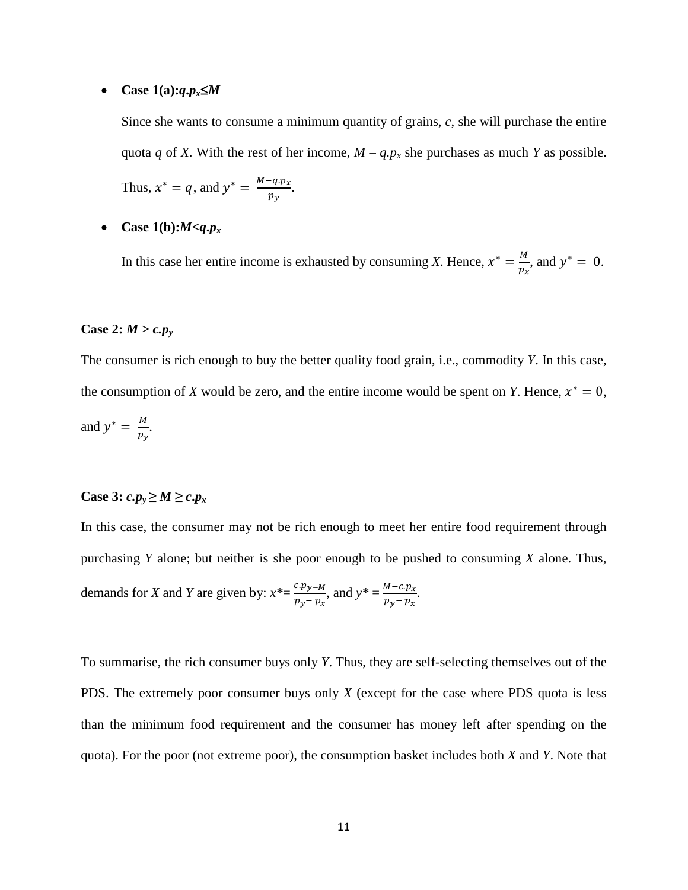- **Case 1(a):** $q.p_x \leq M$

  Since she wants to consume a minimum quantity of grains, *c*, she will purchase the entire quota *q* of *X*. With the rest of her income, $M – q.p_x$ she purchases as much *Y* as possible. Thus, $x^* = q$, and $y^* = \frac{M-q.p_x}{p_y}$.

- **Case 1(b):** $M<q.p_x$

  In this case her entire income is exhausted by consuming *X*. Hence, $x^* = \frac{M}{p_x}$, and $y^* = 0$.

**Case 2:** $M > c.p_y$

The consumer is rich enough to buy the better quality food grain, i.e., commodity *Y*. In this case, the consumption of *X* would be zero, and the entire income would be spent on *Y*. Hence, $x^* = 0$, and $y^* = \frac{M}{p_y}$.

**Case 3:** $c.p_y \geq M \geq c.p_x$

In this case, the consumer may not be rich enough to meet her entire food requirement through purchasing *Y* alone; but neither is she poor enough to be pushed to consuming *X* alone. Thus, demands for *X* and *Y* are given by: $x^* = \frac{c.p_y - M}{p_y - p_x}$, and $y^* = \frac{M - c.p_x}{p_y - p_x}$.

To summarise, the rich consumer buys only *Y*. Thus, they are self-selecting themselves out of the PDS. The extremely poor consumer buys only *X* (except for the case where PDS quota is less than the minimum food requirement and the consumer has money left after spending on the quota). For the poor (not extreme poor), the consumption basket includes both *X* and *Y*. Note that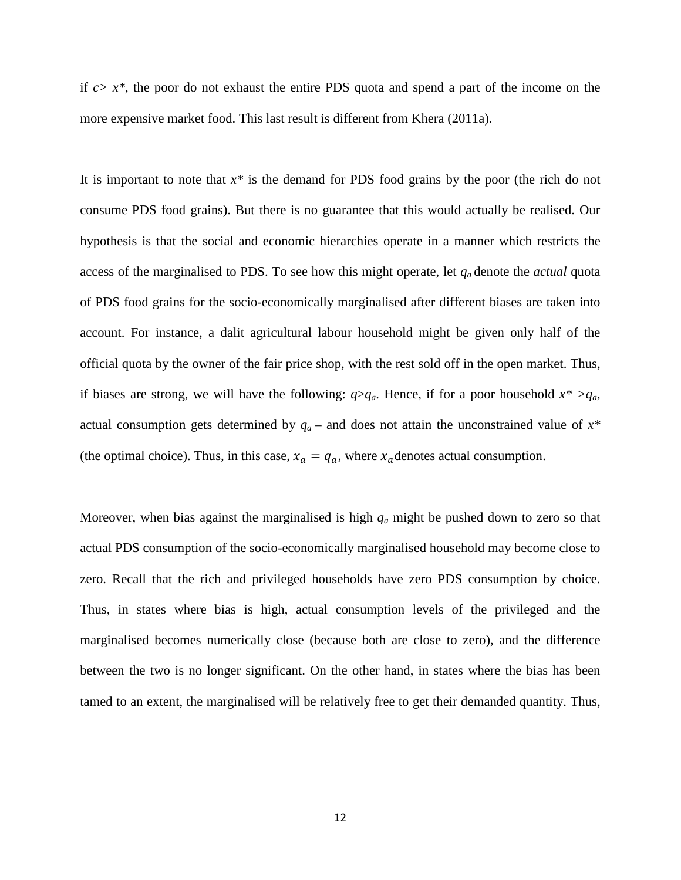if $c > x^*$, the poor do not exhaust the entire PDS quota and spend a part of the income on the more expensive market food. This last result is different from Khera (2011a).

It is important to note that $x^*$ is the demand for PDS food grains by the poor (the rich do not consume PDS food grains). But there is no guarantee that this would actually be realised. Our hypothesis is that the social and economic hierarchies operate in a manner which restricts the access of the marginalised to PDS. To see how this might operate, let $q_a$ denote the *actual* quota of PDS food grains for the socio-economically marginalised after different biases are taken into account. For instance, a dalit agricultural labour household might be given only half of the official quota by the owner of the fair price shop, with the rest sold off in the open market. Thus, if biases are strong, we will have the following: $q > q_a$. Hence, if for a poor household $x^* > q_a$, actual consumption gets determined by $q_a$ – and does not attain the unconstrained value of $x^*$ (the optimal choice). Thus, in this case, $x_a = q_a$, where $x_a$ denotes actual consumption.

Moreover, when bias against the marginalised is high $q_a$ might be pushed down to zero so that actual PDS consumption of the socio-economically marginalised household may become close to zero. Recall that the rich and privileged households have zero PDS consumption by choice. Thus, in states where bias is high, actual consumption levels of the privileged and the marginalised becomes numerically close (because both are close to zero), and the difference between the two is no longer significant. On the other hand, in states where the bias has been tamed to an extent, the marginalised will be relatively free to get their demanded quantity. Thus,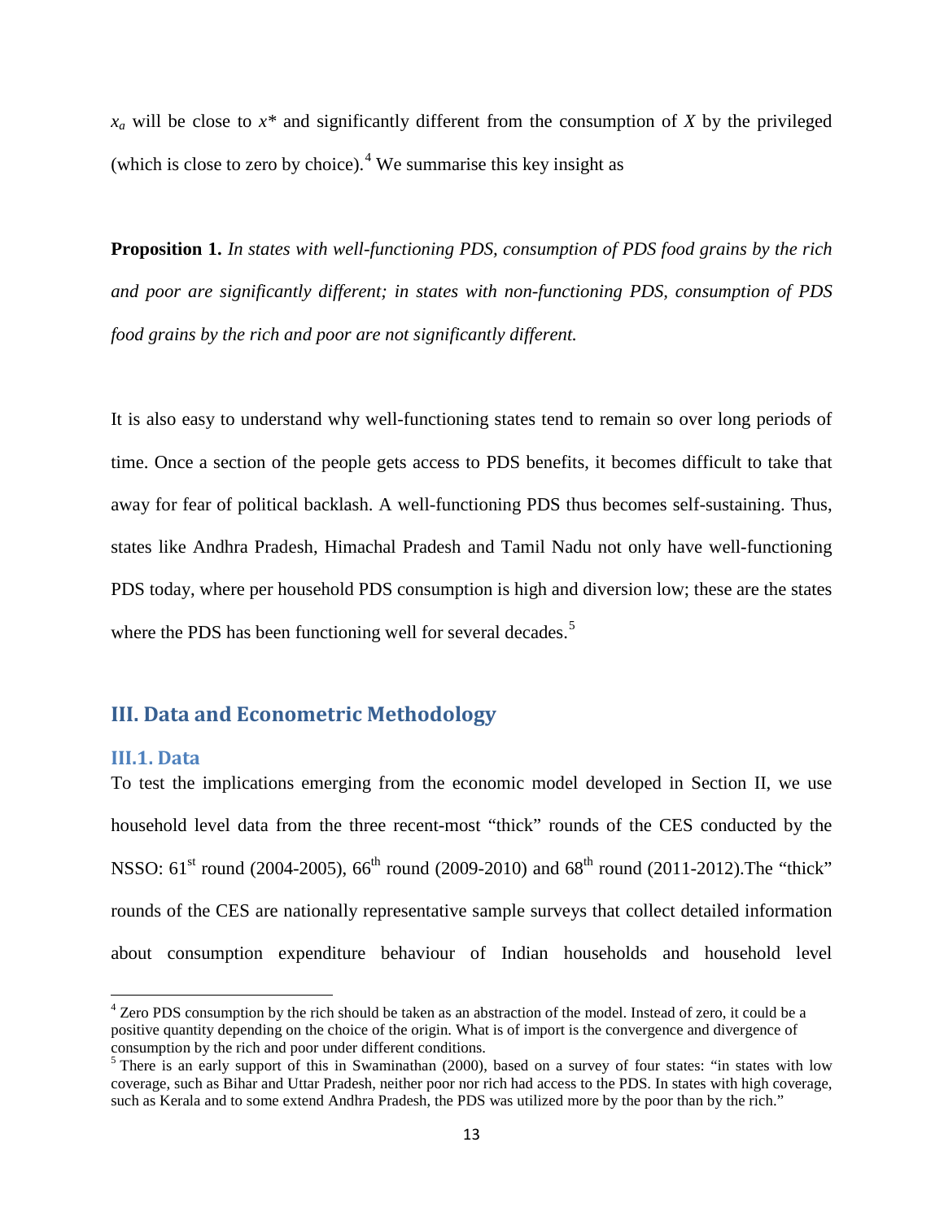$x_a$ will be close to $x^*$ and significantly different from the consumption of $X$ by the privileged (which is close to zero by choice).[4] We summarise this key insight as

**Proposition 1.** *In states with well-functioning PDS, consumption of PDS food grains by the rich and poor are significantly different; in states with non-functioning PDS, consumption of PDS food grains by the rich and poor are not significantly different.*

It is also easy to understand why well-functioning states tend to remain so over long periods of time. Once a section of the people gets access to PDS benefits, it becomes difficult to take that away for fear of political backlash. A well-functioning PDS thus becomes self-sustaining. Thus, states like Andhra Pradesh, Himachal Pradesh and Tamil Nadu not only have well-functioning PDS today, where per household PDS consumption is high and diversion low; these are the states where the PDS has been functioning well for several decades.[5]

## III. Data and Econometric Methodology

### III.1. Data

To test the implications emerging from the economic model developed in Section II, we use household level data from the three recent-most "thick" rounds of the CES conducted by the NSSO: 61[st] round (2004-2005), 66[th] round (2009-2010) and 68[th] round (2011-2012).The "thick" rounds of the CES are nationally representative sample surveys that collect detailed information about consumption expenditure behaviour of Indian households and household level

---

[4] Zero PDS consumption by the rich should be taken as an abstraction of the model. Instead of zero, it could be a positive quantity depending on the choice of the origin. What is of import is the convergence and divergence of consumption by the rich and poor under different conditions.

[5] There is an early support of this in Swaminathan (2000), based on a survey of four states: "in states with low coverage, such as Bihar and Uttar Pradesh, neither poor nor rich had access to the PDS. In states with high coverage, such as Kerala and to some extend Andhra Pradesh, the PDS was utilized more by the poor than by the rich."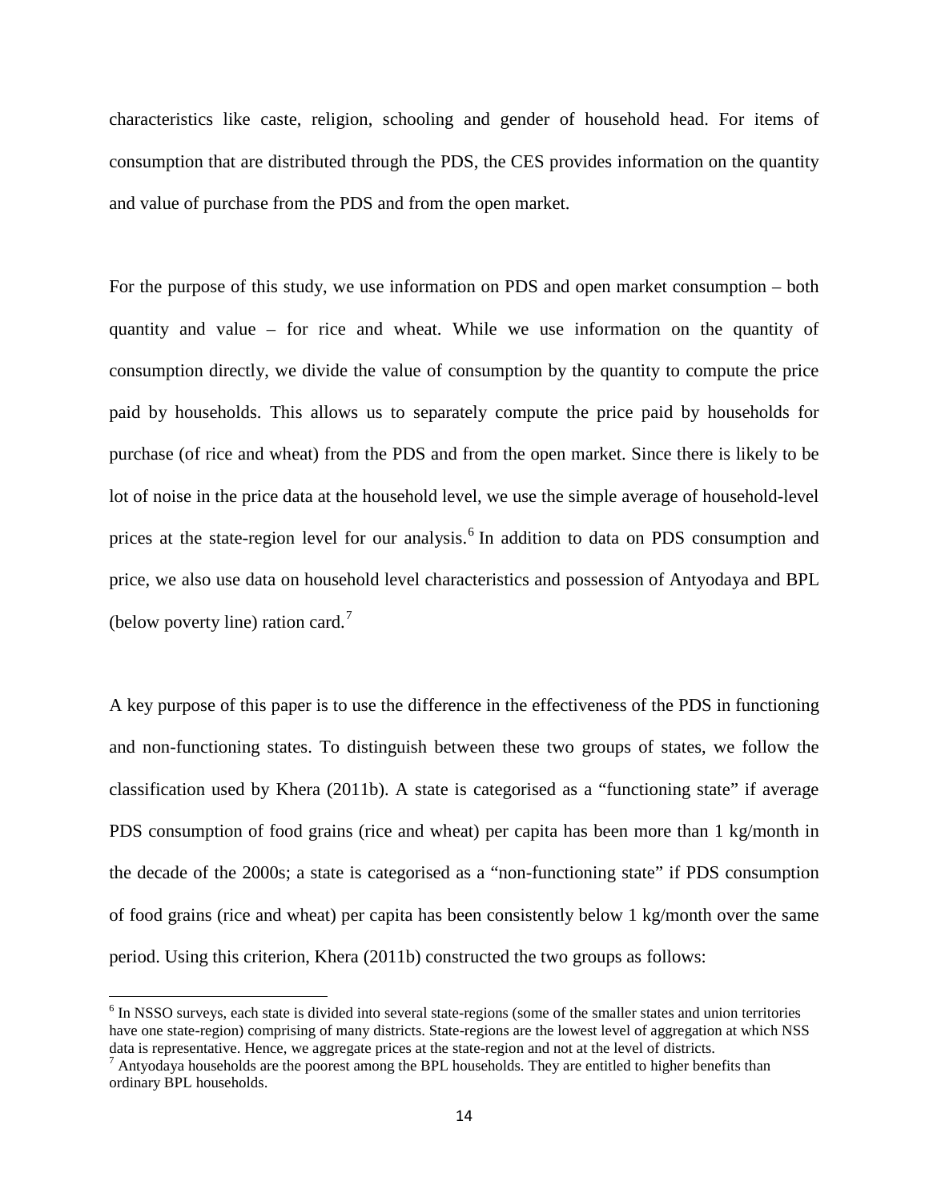characteristics like caste, religion, schooling and gender of household head. For items of consumption that are distributed through the PDS, the CES provides information on the quantity and value of purchase from the PDS and from the open market.

For the purpose of this study, we use information on PDS and open market consumption – both quantity and value – for rice and wheat. While we use information on the quantity of consumption directly, we divide the value of consumption by the quantity to compute the price paid by households. This allows us to separately compute the price paid by households for purchase (of rice and wheat) from the PDS and from the open market. Since there is likely to be lot of noise in the price data at the household level, we use the simple average of household-level prices at the state-region level for our analysis.[6] In addition to data on PDS consumption and price, we also use data on household level characteristics and possession of Antyodaya and BPL (below poverty line) ration card.[7]

A key purpose of this paper is to use the difference in the effectiveness of the PDS in functioning and non-functioning states. To distinguish between these two groups of states, we follow the classification used by Khera (2011b). A state is categorised as a "functioning state" if average PDS consumption of food grains (rice and wheat) per capita has been more than 1 kg/month in the decade of the 2000s; a state is categorised as a "non-functioning state" if PDS consumption of food grains (rice and wheat) per capita has been consistently below 1 kg/month over the same period. Using this criterion, Khera (2011b) constructed the two groups as follows:

---

[6] In NSSO surveys, each state is divided into several state-regions (some of the smaller states and union territories have one state-region) comprising of many districts. State-regions are the lowest level of aggregation at which NSS data is representative. Hence, we aggregate prices at the state-region and not at the level of districts.

[7] Antyodaya households are the poorest among the BPL households. They are entitled to higher benefits than ordinary BPL households.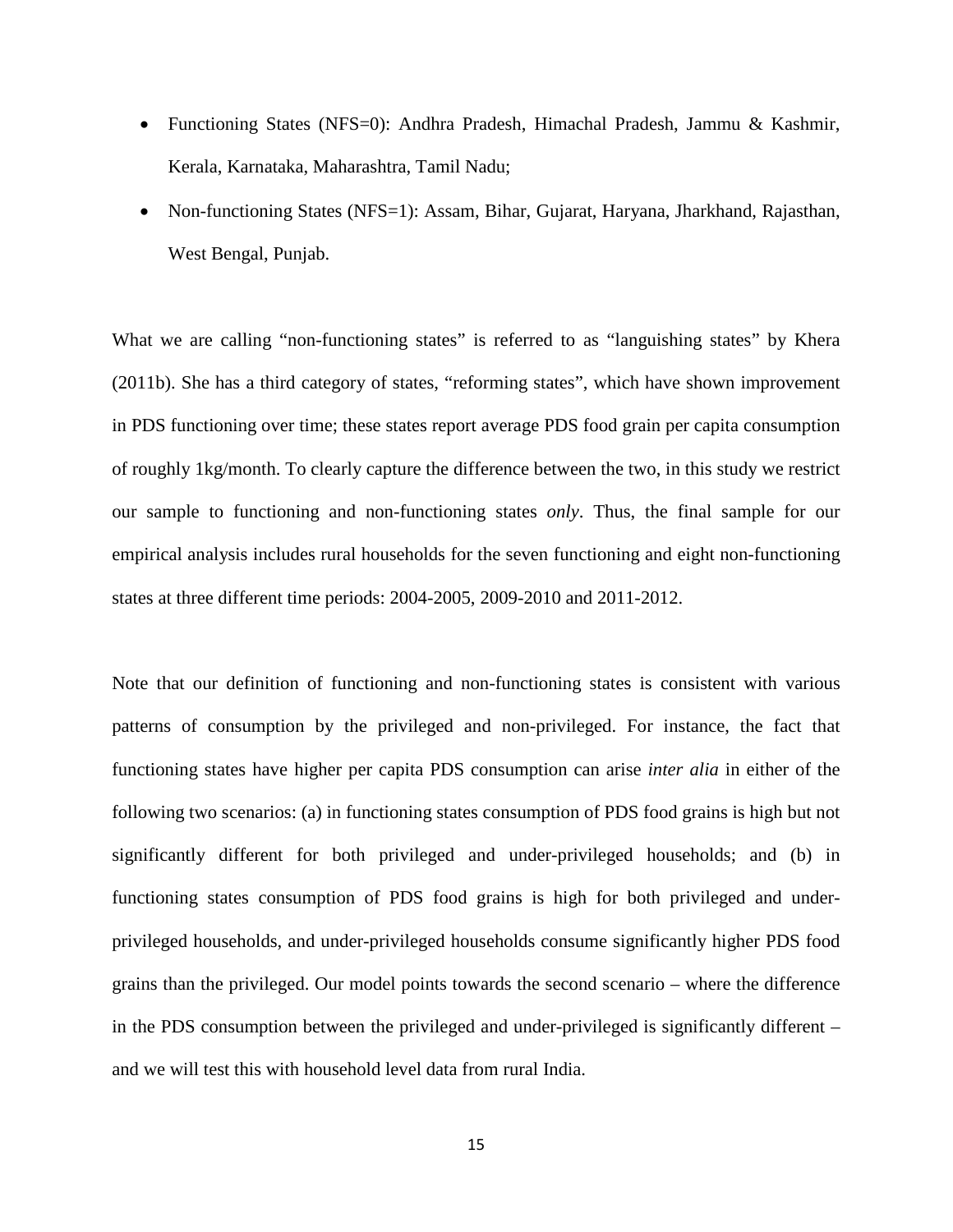- Functioning States (NFS=0): Andhra Pradesh, Himachal Pradesh, Jammu & Kashmir, Kerala, Karnataka, Maharashtra, Tamil Nadu;
- Non-functioning States (NFS=1): Assam, Bihar, Gujarat, Haryana, Jharkhand, Rajasthan, West Bengal, Punjab.

What we are calling "non-functioning states" is referred to as "languishing states" by Khera (2011b). She has a third category of states, "reforming states", which have shown improvement in PDS functioning over time; these states report average PDS food grain per capita consumption of roughly 1kg/month. To clearly capture the difference between the two, in this study we restrict our sample to functioning and non-functioning states *only*. Thus, the final sample for our empirical analysis includes rural households for the seven functioning and eight non-functioning states at three different time periods: 2004-2005, 2009-2010 and 2011-2012.

Note that our definition of functioning and non-functioning states is consistent with various patterns of consumption by the privileged and non-privileged. For instance, the fact that functioning states have higher per capita PDS consumption can arise *inter alia* in either of the following two scenarios: (a) in functioning states consumption of PDS food grains is high but not significantly different for both privileged and under-privileged households; and (b) in functioning states consumption of PDS food grains is high for both privileged and under-privileged households, and under-privileged households consume significantly higher PDS food grains than the privileged. Our model points towards the second scenario – where the difference in the PDS consumption between the privileged and under-privileged is significantly different – and we will test this with household level data from rural India.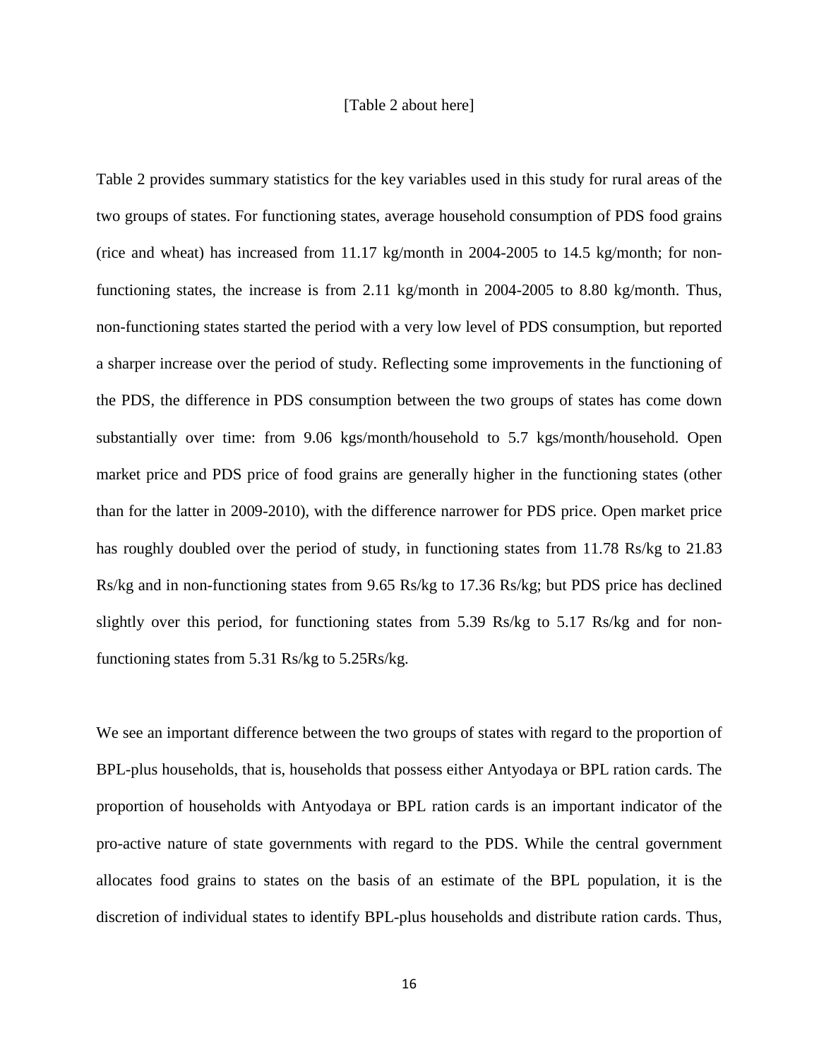[Table 2 about here]

Table 2 provides summary statistics for the key variables used in this study for rural areas of the two groups of states. For functioning states, average household consumption of PDS food grains (rice and wheat) has increased from 11.17 kg/month in 2004-2005 to 14.5 kg/month; for non-functioning states, the increase is from 2.11 kg/month in 2004-2005 to 8.80 kg/month. Thus, non-functioning states started the period with a very low level of PDS consumption, but reported a sharper increase over the period of study. Reflecting some improvements in the functioning of the PDS, the difference in PDS consumption between the two groups of states has come down substantially over time: from 9.06 kgs/month/household to 5.7 kgs/month/household. Open market price and PDS price of food grains are generally higher in the functioning states (other than for the latter in 2009-2010), with the difference narrower for PDS price. Open market price has roughly doubled over the period of study, in functioning states from 11.78 Rs/kg to 21.83 Rs/kg and in non-functioning states from 9.65 Rs/kg to 17.36 Rs/kg; but PDS price has declined slightly over this period, for functioning states from 5.39 Rs/kg to 5.17 Rs/kg and for non-functioning states from 5.31 Rs/kg to 5.25Rs/kg.

We see an important difference between the two groups of states with regard to the proportion of BPL-plus households, that is, households that possess either Antyodaya or BPL ration cards. The proportion of households with Antyodaya or BPL ration cards is an important indicator of the pro-active nature of state governments with regard to the PDS. While the central government allocates food grains to states on the basis of an estimate of the BPL population, it is the discretion of individual states to identify BPL-plus households and distribute ration cards. Thus,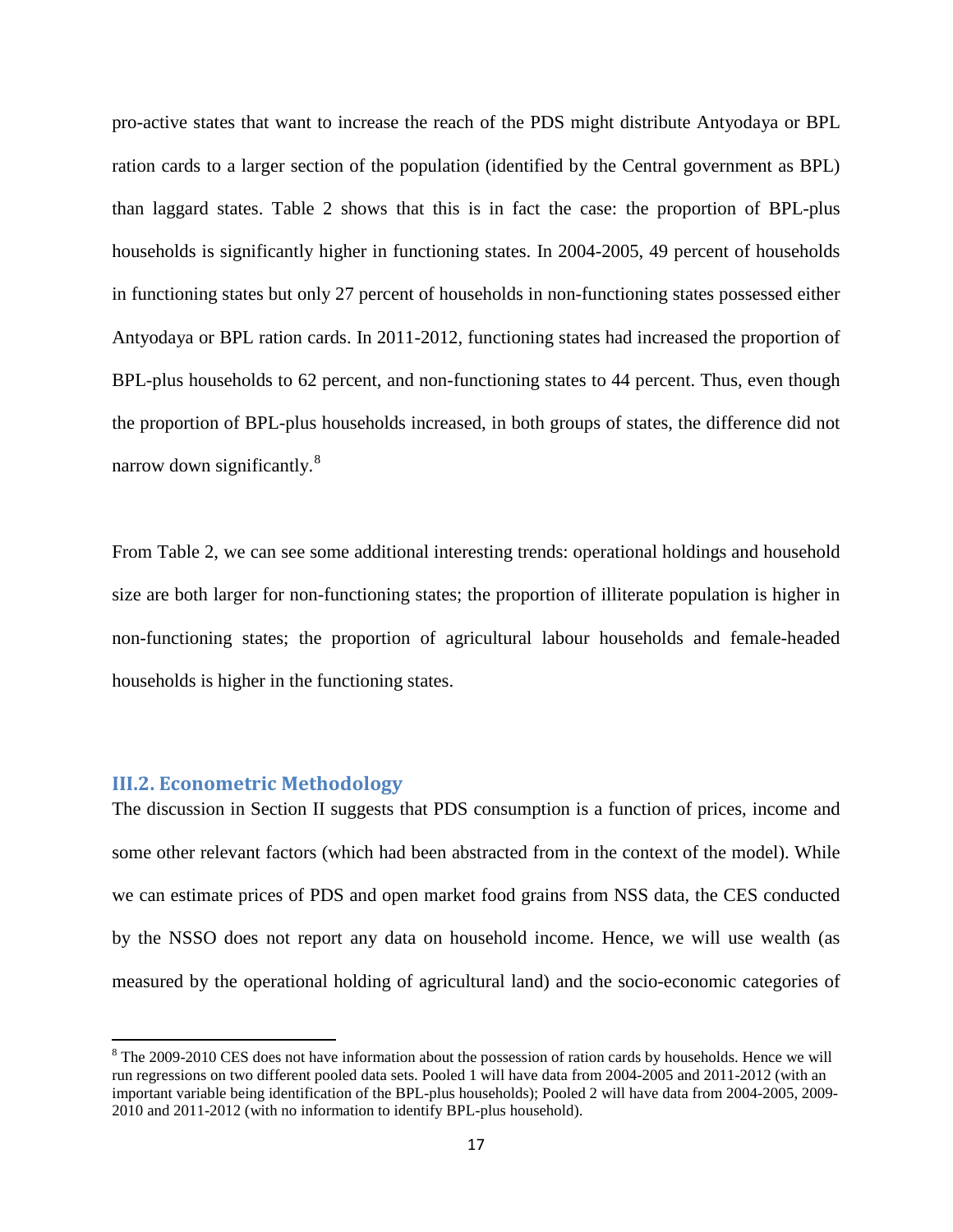pro-active states that want to increase the reach of the PDS might distribute Antyodaya or BPL ration cards to a larger section of the population (identified by the Central government as BPL) than laggard states. Table 2 shows that this is in fact the case: the proportion of BPL-plus households is significantly higher in functioning states. In 2004-2005, 49 percent of households in functioning states but only 27 percent of households in non-functioning states possessed either Antyodaya or BPL ration cards. In 2011-2012, functioning states had increased the proportion of BPL-plus households to 62 percent, and non-functioning states to 44 percent. Thus, even though the proportion of BPL-plus households increased, in both groups of states, the difference did not narrow down significantly.[8]

From Table 2, we can see some additional interesting trends: operational holdings and household size are both larger for non-functioning states; the proportion of illiterate population is higher in non-functioning states; the proportion of agricultural labour households and female-headed households is higher in the functioning states.

## III.2. Econometric Methodology

The discussion in Section II suggests that PDS consumption is a function of prices, income and some other relevant factors (which had been abstracted from in the context of the model). While we can estimate prices of PDS and open market food grains from NSS data, the CES conducted by the NSSO does not report any data on household income. Hence, we will use wealth (as measured by the operational holding of agricultural land) and the socio-economic categories of

[8] The 2009-2010 CES does not have information about the possession of ration cards by households. Hence we will run regressions on two different pooled data sets. Pooled 1 will have data from 2004-2005 and 2011-2012 (with an important variable being identification of the BPL-plus households); Pooled 2 will have data from 2004-2005, 2009-2010 and 2011-2012 (with no information to identify BPL-plus household).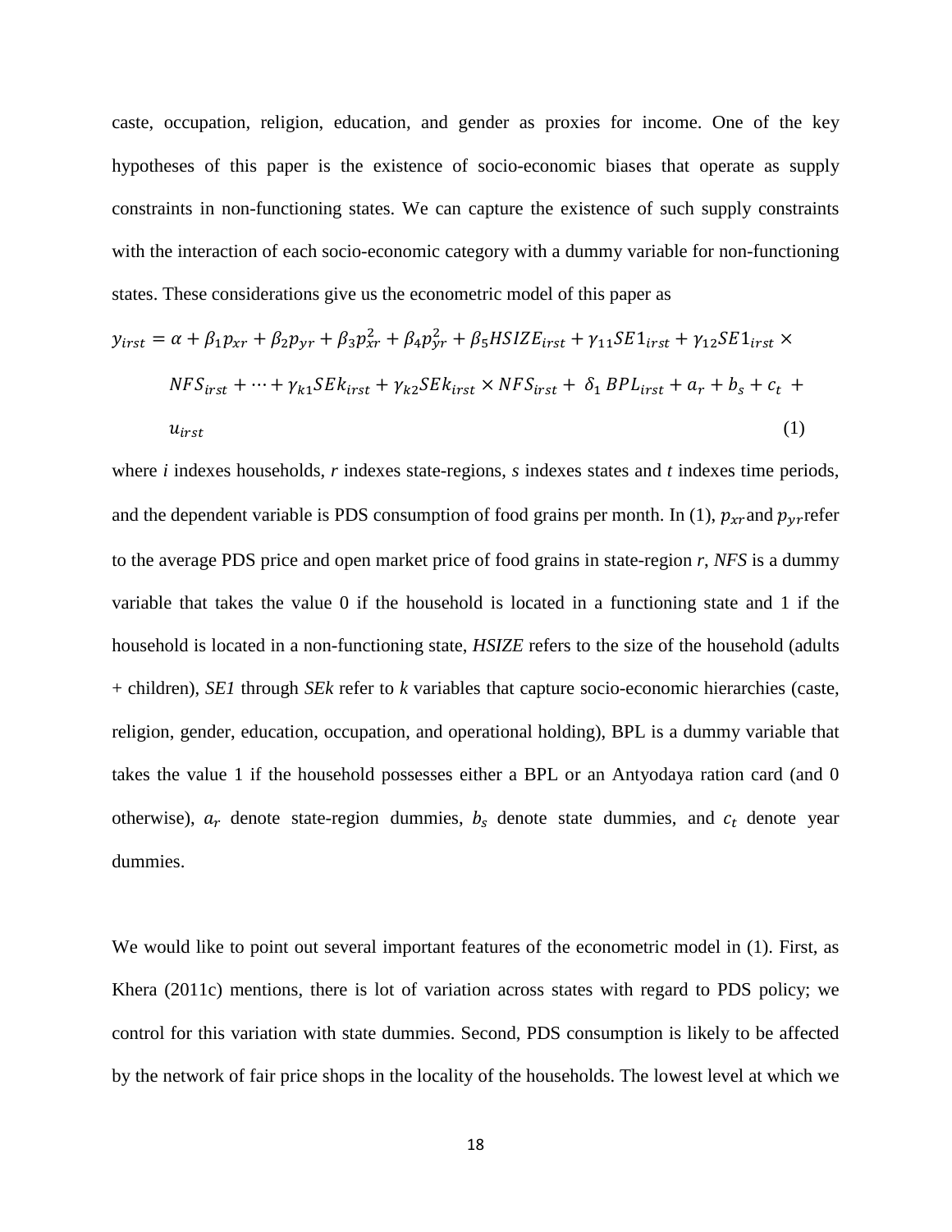caste, occupation, religion, education, and gender as proxies for income. One of the key hypotheses of this paper is the existence of socio-economic biases that operate as supply constraints in non-functioning states. We can capture the existence of such supply constraints with the interaction of each socio-economic category with a dummy variable for non-functioning states. These considerations give us the econometric model of this paper as

$$y_{irst} = \alpha + \beta_1 p_{xr} + \beta_2 p_{yr} + \beta_3 p_{xr}^2 + \beta_4 p_{yr}^2 + \beta_5 HSIZE_{irst} + \gamma_{11} SE1_{irst} + \gamma_{12} SE1_{irst} \times NFS_{irst} + \cdots + \gamma_{k1} SEk_{irst} + \gamma_{k2} SEk_{irst} \times NFS_{irst} + \delta_1 BPL_{irst} + a_r + b_s + c_t + u_{irst} \qquad (1)$$

where *i* indexes households, *r* indexes state-regions, *s* indexes states and *t* indexes time periods, and the dependent variable is PDS consumption of food grains per month. In (1), $p_{xr}$ and $p_{yr}$ refer to the average PDS price and open market price of food grains in state-region *r*, *NFS* is a dummy variable that takes the value 0 if the household is located in a functioning state and 1 if the household is located in a non-functioning state, *HSIZE* refers to the size of the household (adults + children), *SE1* through *SEk* refer to *k* variables that capture socio-economic hierarchies (caste, religion, gender, education, occupation, and operational holding), BPL is a dummy variable that takes the value 1 if the household possesses either a BPL or an Antyodaya ration card (and 0 otherwise), $a_r$ denote state-region dummies, $b_s$ denote state dummies, and $c_t$ denote year dummies.

We would like to point out several important features of the econometric model in (1). First, as Khera (2011c) mentions, there is lot of variation across states with regard to PDS policy; we control for this variation with state dummies. Second, PDS consumption is likely to be affected by the network of fair price shops in the locality of the households. The lowest level at which we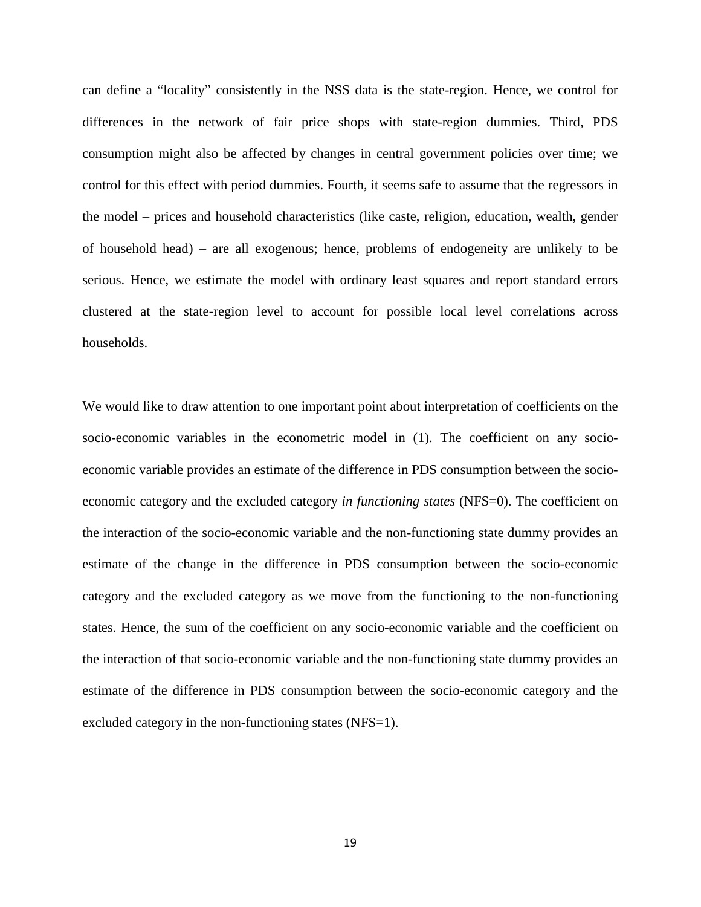can define a "locality" consistently in the NSS data is the state-region. Hence, we control for differences in the network of fair price shops with state-region dummies. Third, PDS consumption might also be affected by changes in central government policies over time; we control for this effect with period dummies. Fourth, it seems safe to assume that the regressors in the model – prices and household characteristics (like caste, religion, education, wealth, gender of household head) – are all exogenous; hence, problems of endogeneity are unlikely to be serious. Hence, we estimate the model with ordinary least squares and report standard errors clustered at the state-region level to account for possible local level correlations across households.

We would like to draw attention to one important point about interpretation of coefficients on the socio-economic variables in the econometric model in (1). The coefficient on any socio-economic variable provides an estimate of the difference in PDS consumption between the socio-economic category and the excluded category *in functioning states* (NFS=0). The coefficient on the interaction of the socio-economic variable and the non-functioning state dummy provides an estimate of the change in the difference in PDS consumption between the socio-economic category and the excluded category as we move from the functioning to the non-functioning states. Hence, the sum of the coefficient on any socio-economic variable and the coefficient on the interaction of that socio-economic variable and the non-functioning state dummy provides an estimate of the difference in PDS consumption between the socio-economic category and the excluded category in the non-functioning states (NFS=1).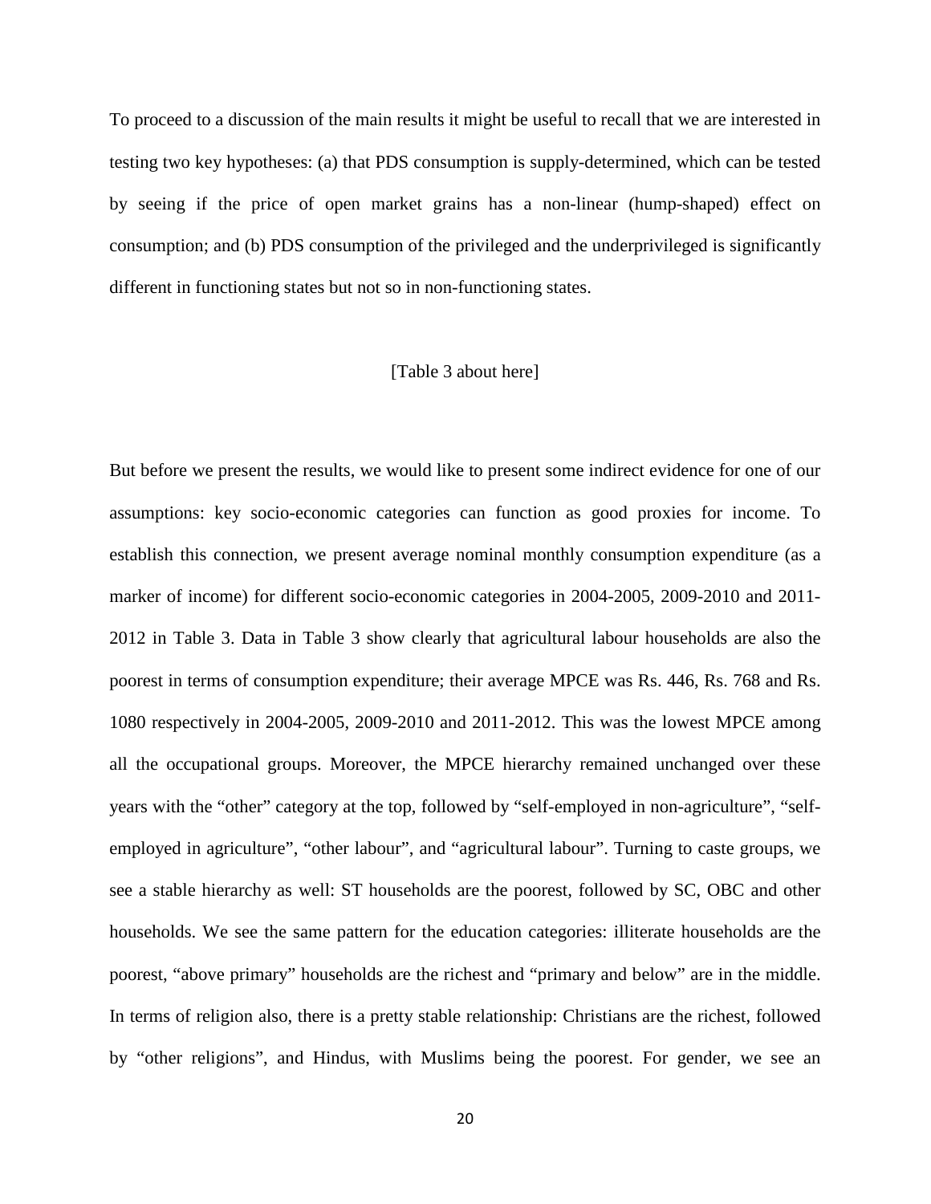To proceed to a discussion of the main results it might be useful to recall that we are interested in testing two key hypotheses: (a) that PDS consumption is supply-determined, which can be tested by seeing if the price of open market grains has a non-linear (hump-shaped) effect on consumption; and (b) PDS consumption of the privileged and the underprivileged is significantly different in functioning states but not so in non-functioning states.

[Table 3 about here]

But before we present the results, we would like to present some indirect evidence for one of our assumptions: key socio-economic categories can function as good proxies for income. To establish this connection, we present average nominal monthly consumption expenditure (as a marker of income) for different socio-economic categories in 2004-2005, 2009-2010 and 2011-2012 in Table 3. Data in Table 3 show clearly that agricultural labour households are also the poorest in terms of consumption expenditure; their average MPCE was Rs. 446, Rs. 768 and Rs. 1080 respectively in 2004-2005, 2009-2010 and 2011-2012. This was the lowest MPCE among all the occupational groups. Moreover, the MPCE hierarchy remained unchanged over these years with the "other" category at the top, followed by "self-employed in non-agriculture", "self-employed in agriculture", "other labour", and "agricultural labour". Turning to caste groups, we see a stable hierarchy as well: ST households are the poorest, followed by SC, OBC and other households. We see the same pattern for the education categories: illiterate households are the poorest, "above primary" households are the richest and "primary and below" are in the middle. In terms of religion also, there is a pretty stable relationship: Christians are the richest, followed by "other religions", and Hindus, with Muslims being the poorest. For gender, we see an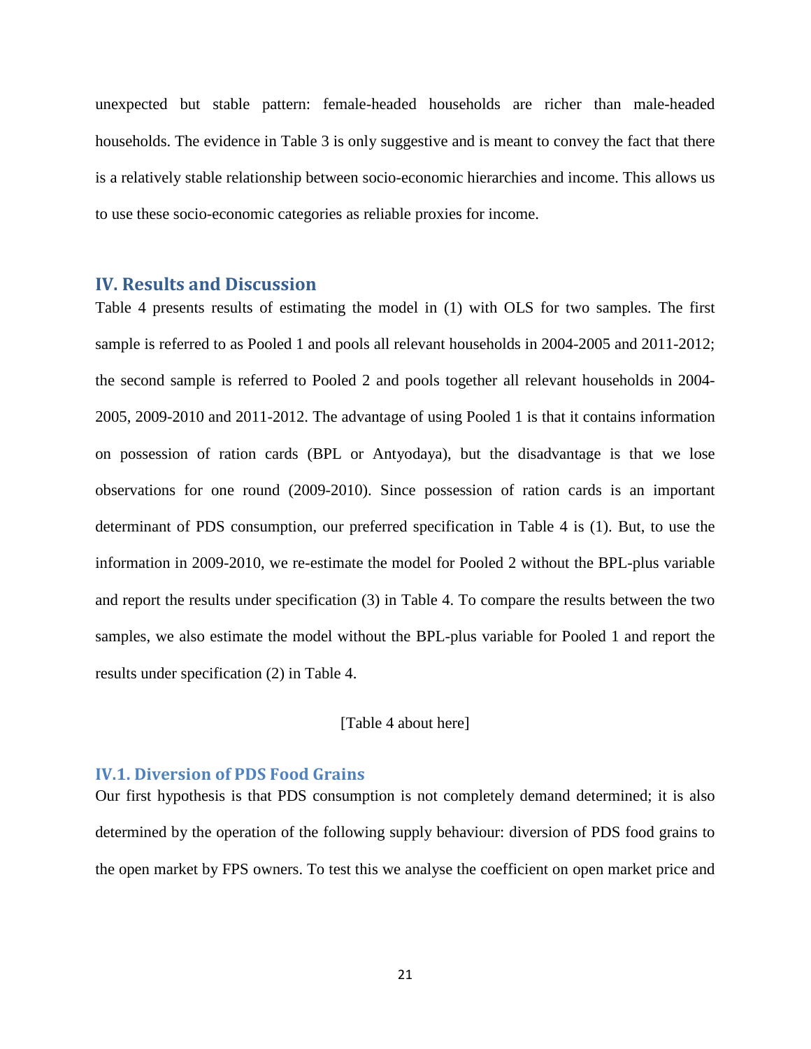unexpected but stable pattern: female-headed households are richer than male-headed households. The evidence in Table 3 is only suggestive and is meant to convey the fact that there is a relatively stable relationship between socio-economic hierarchies and income. This allows us to use these socio-economic categories as reliable proxies for income.

## IV. Results and Discussion

Table 4 presents results of estimating the model in (1) with OLS for two samples. The first sample is referred to as Pooled 1 and pools all relevant households in 2004-2005 and 2011-2012; the second sample is referred to Pooled 2 and pools together all relevant households in 2004-2005, 2009-2010 and 2011-2012. The advantage of using Pooled 1 is that it contains information on possession of ration cards (BPL or Antyodaya), but the disadvantage is that we lose observations for one round (2009-2010). Since possession of ration cards is an important determinant of PDS consumption, our preferred specification in Table 4 is (1). But, to use the information in 2009-2010, we re-estimate the model for Pooled 2 without the BPL-plus variable and report the results under specification (3) in Table 4. To compare the results between the two samples, we also estimate the model without the BPL-plus variable for Pooled 1 and report the results under specification (2) in Table 4.

[Table 4 about here]

### IV.1. Diversion of PDS Food Grains

Our first hypothesis is that PDS consumption is not completely demand determined; it is also determined by the operation of the following supply behaviour: diversion of PDS food grains to the open market by FPS owners. To test this we analyse the coefficient on open market price and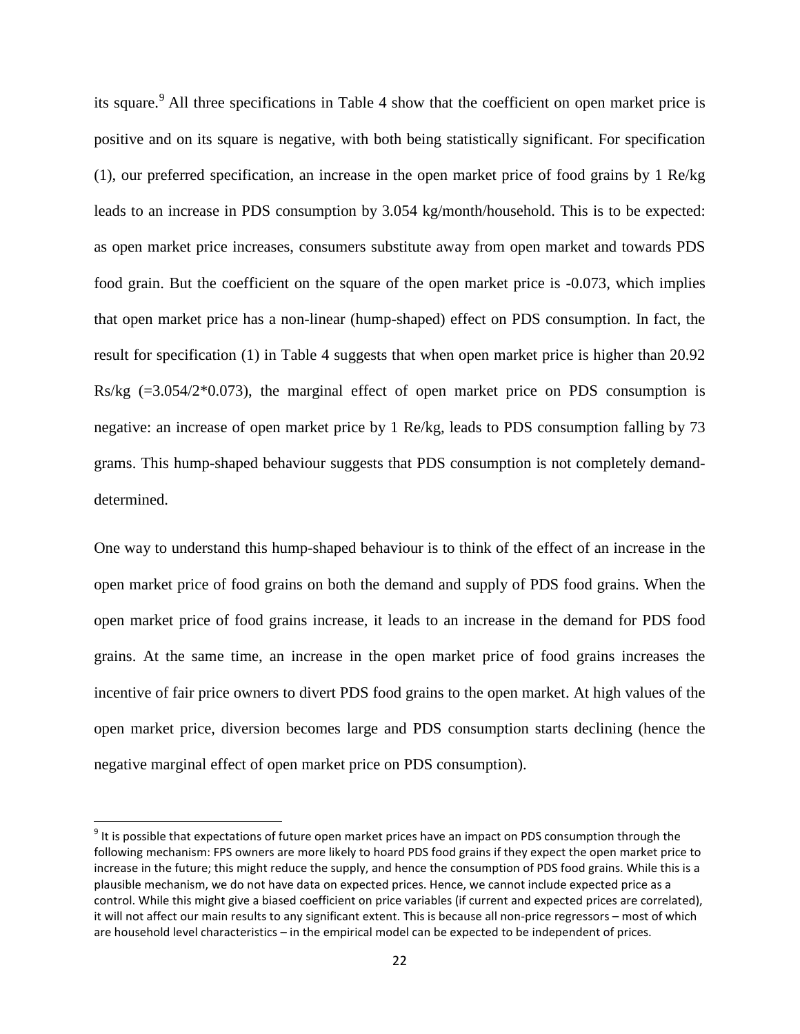its square.[9] All three specifications in Table 4 show that the coefficient on open market price is positive and on its square is negative, with both being statistically significant. For specification (1), our preferred specification, an increase in the open market price of food grains by 1 Re/kg leads to an increase in PDS consumption by 3.054 kg/month/household. This is to be expected: as open market price increases, consumers substitute away from open market and towards PDS food grain. But the coefficient on the square of the open market price is -0.073, which implies that open market price has a non-linear (hump-shaped) effect on PDS consumption. In fact, the result for specification (1) in Table 4 suggests that when open market price is higher than 20.92 Rs/kg (=3.054/2*0.073), the marginal effect of open market price on PDS consumption is negative: an increase of open market price by 1 Re/kg, leads to PDS consumption falling by 73 grams. This hump-shaped behaviour suggests that PDS consumption is not completely demand-determined.

One way to understand this hump-shaped behaviour is to think of the effect of an increase in the open market price of food grains on both the demand and supply of PDS food grains. When the open market price of food grains increase, it leads to an increase in the demand for PDS food grains. At the same time, an increase in the open market price of food grains increases the incentive of fair price owners to divert PDS food grains to the open market. At high values of the open market price, diversion becomes large and PDS consumption starts declining (hence the negative marginal effect of open market price on PDS consumption).

[9] It is possible that expectations of future open market prices have an impact on PDS consumption through the following mechanism: FPS owners are more likely to hoard PDS food grains if they expect the open market price to increase in the future; this might reduce the supply, and hence the consumption of PDS food grains. While this is a plausible mechanism, we do not have data on expected prices. Hence, we cannot include expected price as a control. While this might give a biased coefficient on price variables (if current and expected prices are correlated), it will not affect our main results to any significant extent. This is because all non-price regressors – most of which are household level characteristics – in the empirical model can be expected to be independent of prices.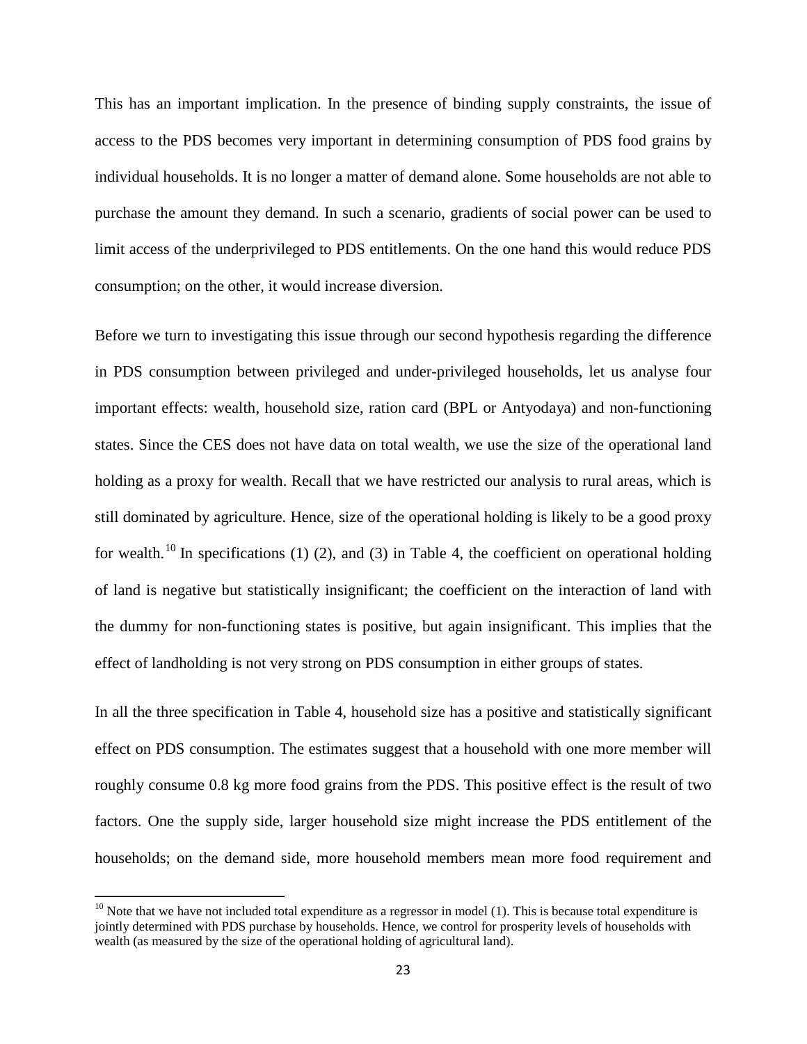This has an important implication. In the presence of binding supply constraints, the issue of access to the PDS becomes very important in determining consumption of PDS food grains by individual households. It is no longer a matter of demand alone. Some households are not able to purchase the amount they demand. In such a scenario, gradients of social power can be used to limit access of the underprivileged to PDS entitlements. On the one hand this would reduce PDS consumption; on the other, it would increase diversion.

Before we turn to investigating this issue through our second hypothesis regarding the difference in PDS consumption between privileged and under-privileged households, let us analyse four important effects: wealth, household size, ration card (BPL or Antyodaya) and non-functioning states. Since the CES does not have data on total wealth, we use the size of the operational land holding as a proxy for wealth. Recall that we have restricted our analysis to rural areas, which is still dominated by agriculture. Hence, size of the operational holding is likely to be a good proxy for wealth.[10] In specifications (1) (2), and (3) in Table 4, the coefficient on operational holding of land is negative but statistically insignificant; the coefficient on the interaction of land with the dummy for non-functioning states is positive, but again insignificant. This implies that the effect of landholding is not very strong on PDS consumption in either groups of states.

In all the three specification in Table 4, household size has a positive and statistically significant effect on PDS consumption. The estimates suggest that a household with one more member will roughly consume 0.8 kg more food grains from the PDS. This positive effect is the result of two factors. One the supply side, larger household size might increase the PDS entitlement of the households; on the demand side, more household members mean more food requirement and

[10] Note that we have not included total expenditure as a regressor in model (1). This is because total expenditure is jointly determined with PDS purchase by households. Hence, we control for prosperity levels of households with wealth (as measured by the size of the operational holding of agricultural land).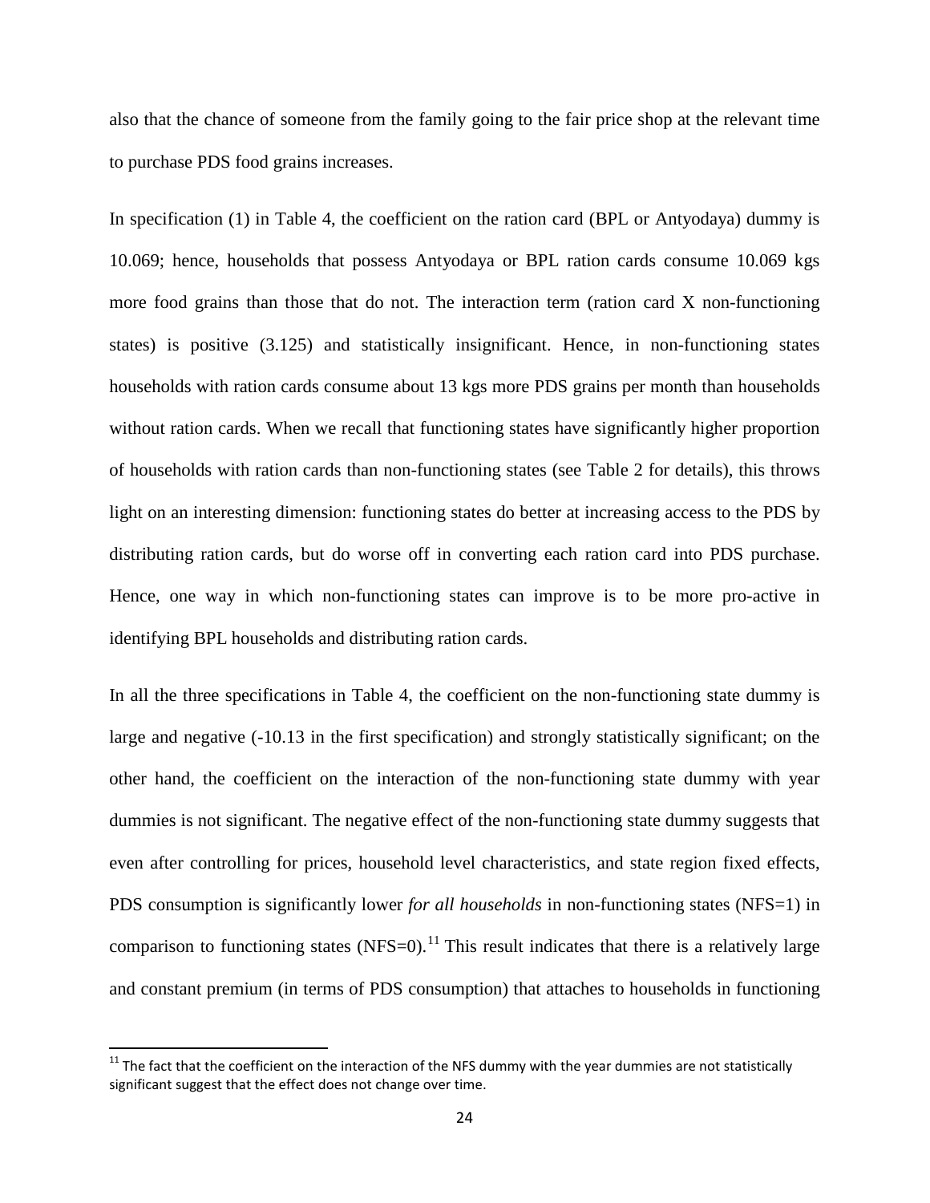also that the chance of someone from the family going to the fair price shop at the relevant time to purchase PDS food grains increases.

In specification (1) in Table 4, the coefficient on the ration card (BPL or Antyodaya) dummy is 10.069; hence, households that possess Antyodaya or BPL ration cards consume 10.069 kgs more food grains than those that do not. The interaction term (ration card X non-functioning states) is positive (3.125) and statistically insignificant. Hence, in non-functioning states households with ration cards consume about 13 kgs more PDS grains per month than households without ration cards. When we recall that functioning states have significantly higher proportion of households with ration cards than non-functioning states (see Table 2 for details), this throws light on an interesting dimension: functioning states do better at increasing access to the PDS by distributing ration cards, but do worse off in converting each ration card into PDS purchase. Hence, one way in which non-functioning states can improve is to be more pro-active in identifying BPL households and distributing ration cards.

In all the three specifications in Table 4, the coefficient on the non-functioning state dummy is large and negative (-10.13 in the first specification) and strongly statistically significant; on the other hand, the coefficient on the interaction of the non-functioning state dummy with year dummies is not significant. The negative effect of the non-functioning state dummy suggests that even after controlling for prices, household level characteristics, and state region fixed effects, PDS consumption is significantly lower *for all households* in non-functioning states (NFS=1) in comparison to functioning states (NFS=0).[11] This result indicates that there is a relatively large and constant premium (in terms of PDS consumption) that attaches to households in functioning

[11] The fact that the coefficient on the interaction of the NFS dummy with the year dummies are not statistically significant suggest that the effect does not change over time.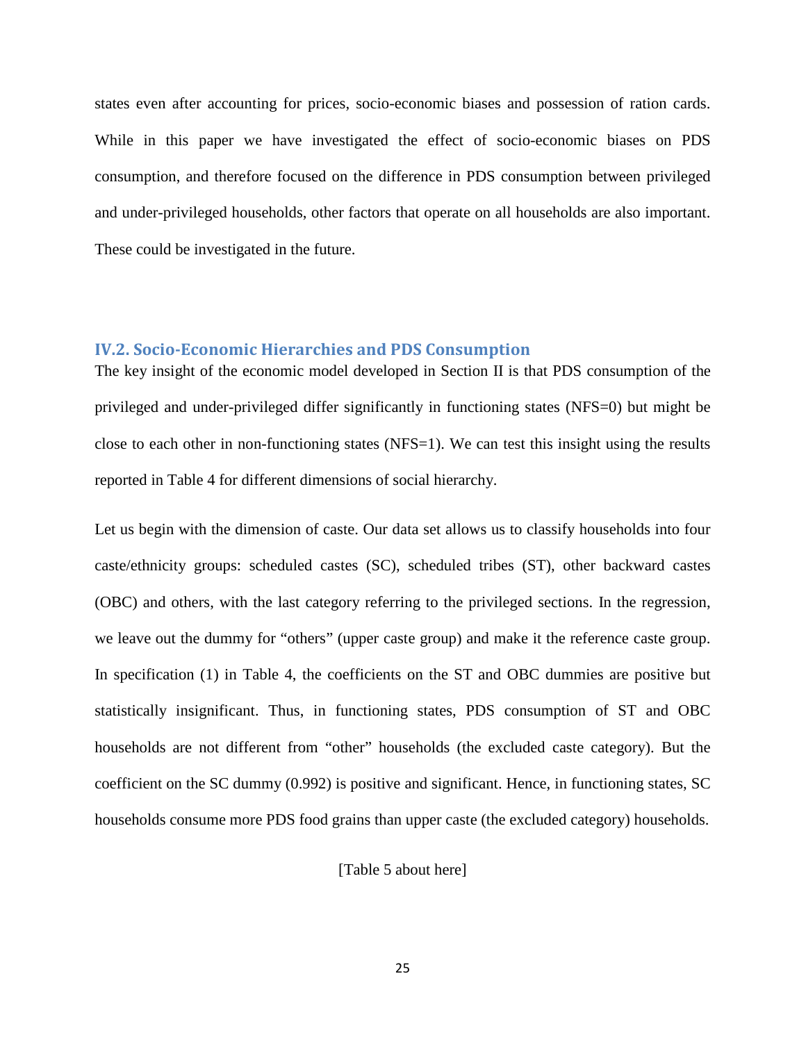states even after accounting for prices, socio-economic biases and possession of ration cards. While in this paper we have investigated the effect of socio-economic biases on PDS consumption, and therefore focused on the difference in PDS consumption between privileged and under-privileged households, other factors that operate on all households are also important. These could be investigated in the future.

### IV.2. Socio-Economic Hierarchies and PDS Consumption

The key insight of the economic model developed in Section II is that PDS consumption of the privileged and under-privileged differ significantly in functioning states (NFS=0) but might be close to each other in non-functioning states (NFS=1). We can test this insight using the results reported in Table 4 for different dimensions of social hierarchy.

Let us begin with the dimension of caste. Our data set allows us to classify households into four caste/ethnicity groups: scheduled castes (SC), scheduled tribes (ST), other backward castes (OBC) and others, with the last category referring to the privileged sections. In the regression, we leave out the dummy for "others" (upper caste group) and make it the reference caste group. In specification (1) in Table 4, the coefficients on the ST and OBC dummies are positive but statistically insignificant. Thus, in functioning states, PDS consumption of ST and OBC households are not different from "other" households (the excluded caste category). But the coefficient on the SC dummy (0.992) is positive and significant. Hence, in functioning states, SC households consume more PDS food grains than upper caste (the excluded category) households.

[Table 5 about here]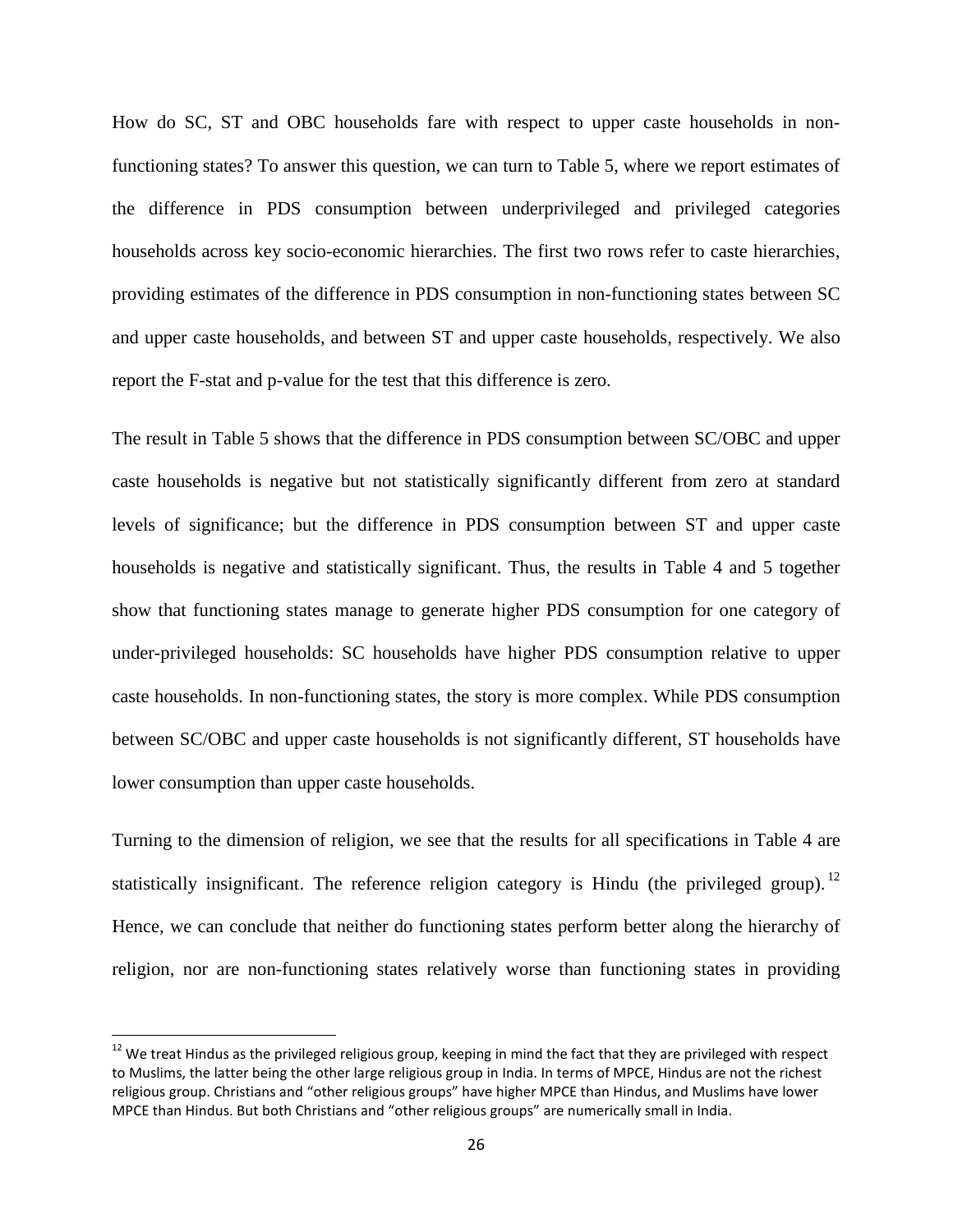How do SC, ST and OBC households fare with respect to upper caste households in non-functioning states? To answer this question, we can turn to Table 5, where we report estimates of the difference in PDS consumption between underprivileged and privileged categories households across key socio-economic hierarchies. The first two rows refer to caste hierarchies, providing estimates of the difference in PDS consumption in non-functioning states between SC and upper caste households, and between ST and upper caste households, respectively. We also report the F-stat and p-value for the test that this difference is zero.

The result in Table 5 shows that the difference in PDS consumption between SC/OBC and upper caste households is negative but not statistically significantly different from zero at standard levels of significance; but the difference in PDS consumption between ST and upper caste households is negative and statistically significant. Thus, the results in Table 4 and 5 together show that functioning states manage to generate higher PDS consumption for one category of under-privileged households: SC households have higher PDS consumption relative to upper caste households. In non-functioning states, the story is more complex. While PDS consumption between SC/OBC and upper caste households is not significantly different, ST households have lower consumption than upper caste households.

Turning to the dimension of religion, we see that the results for all specifications in Table 4 are statistically insignificant. The reference religion category is Hindu (the privileged group).[12] Hence, we can conclude that neither do functioning states perform better along the hierarchy of religion, nor are non-functioning states relatively worse than functioning states in providing

[12] We treat Hindus as the privileged religious group, keeping in mind the fact that they are privileged with respect to Muslims, the latter being the other large religious group in India. In terms of MPCE, Hindus are not the richest religious group. Christians and "other religious groups" have higher MPCE than Hindus, and Muslims have lower MPCE than Hindus. But both Christians and "other religious groups" are numerically small in India.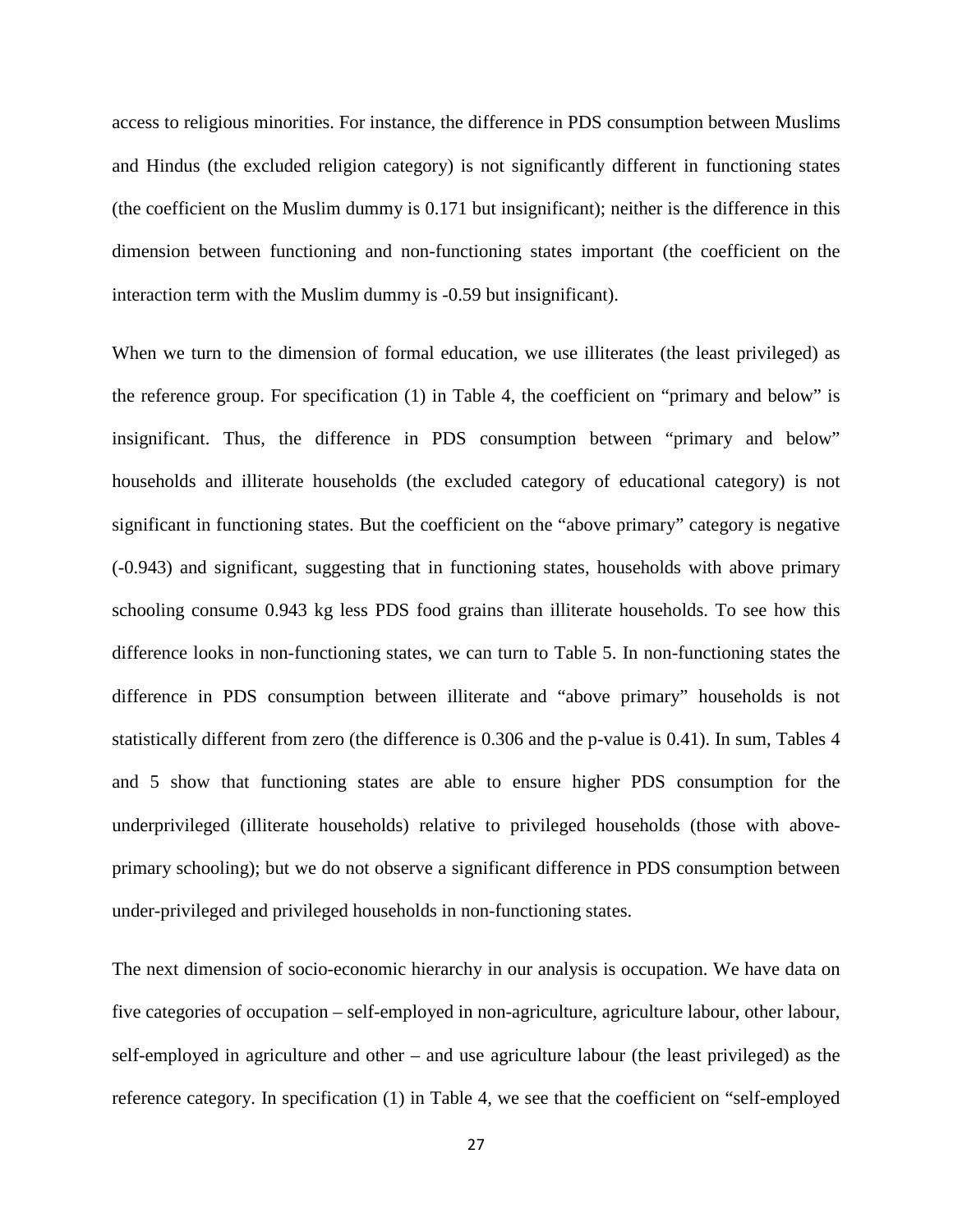access to religious minorities. For instance, the difference in PDS consumption between Muslims and Hindus (the excluded religion category) is not significantly different in functioning states (the coefficient on the Muslim dummy is 0.171 but insignificant); neither is the difference in this dimension between functioning and non-functioning states important (the coefficient on the interaction term with the Muslim dummy is -0.59 but insignificant).

When we turn to the dimension of formal education, we use illiterates (the least privileged) as the reference group. For specification (1) in Table 4, the coefficient on "primary and below" is insignificant. Thus, the difference in PDS consumption between "primary and below" households and illiterate households (the excluded category of educational category) is not significant in functioning states. But the coefficient on the "above primary" category is negative (-0.943) and significant, suggesting that in functioning states, households with above primary schooling consume 0.943 kg less PDS food grains than illiterate households. To see how this difference looks in non-functioning states, we can turn to Table 5. In non-functioning states the difference in PDS consumption between illiterate and "above primary" households is not statistically different from zero (the difference is 0.306 and the p-value is 0.41). In sum, Tables 4 and 5 show that functioning states are able to ensure higher PDS consumption for the underprivileged (illiterate households) relative to privileged households (those with above-primary schooling); but we do not observe a significant difference in PDS consumption between under-privileged and privileged households in non-functioning states.

The next dimension of socio-economic hierarchy in our analysis is occupation. We have data on five categories of occupation – self-employed in non-agriculture, agriculture labour, other labour, self-employed in agriculture and other – and use agriculture labour (the least privileged) as the reference category. In specification (1) in Table 4, we see that the coefficient on "self-employed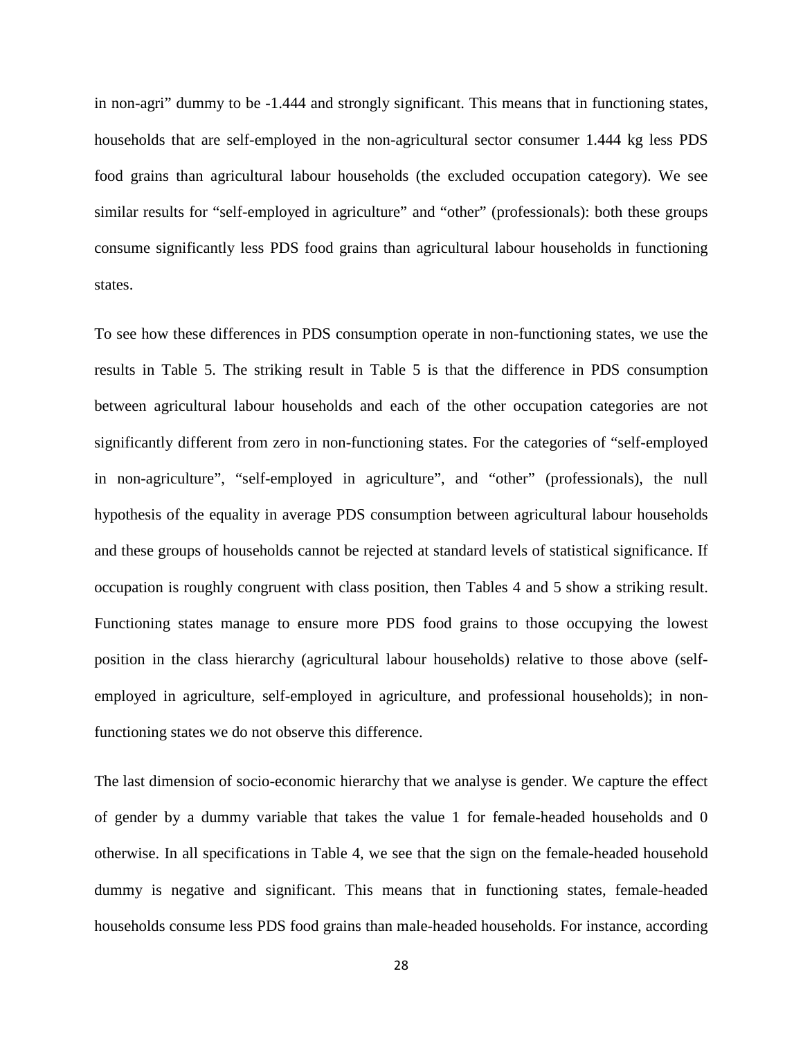in non-agri" dummy to be -1.444 and strongly significant. This means that in functioning states, households that are self-employed in the non-agricultural sector consumer 1.444 kg less PDS food grains than agricultural labour households (the excluded occupation category). We see similar results for "self-employed in agriculture" and "other" (professionals): both these groups consume significantly less PDS food grains than agricultural labour households in functioning states.

To see how these differences in PDS consumption operate in non-functioning states, we use the results in Table 5. The striking result in Table 5 is that the difference in PDS consumption between agricultural labour households and each of the other occupation categories are not significantly different from zero in non-functioning states. For the categories of "self-employed in non-agriculture", "self-employed in agriculture", and "other" (professionals), the null hypothesis of the equality in average PDS consumption between agricultural labour households and these groups of households cannot be rejected at standard levels of statistical significance. If occupation is roughly congruent with class position, then Tables 4 and 5 show a striking result. Functioning states manage to ensure more PDS food grains to those occupying the lowest position in the class hierarchy (agricultural labour households) relative to those above (self-employed in agriculture, self-employed in agriculture, and professional households); in non-functioning states we do not observe this difference.

The last dimension of socio-economic hierarchy that we analyse is gender. We capture the effect of gender by a dummy variable that takes the value 1 for female-headed households and 0 otherwise. In all specifications in Table 4, we see that the sign on the female-headed household dummy is negative and significant. This means that in functioning states, female-headed households consume less PDS food grains than male-headed households. For instance, according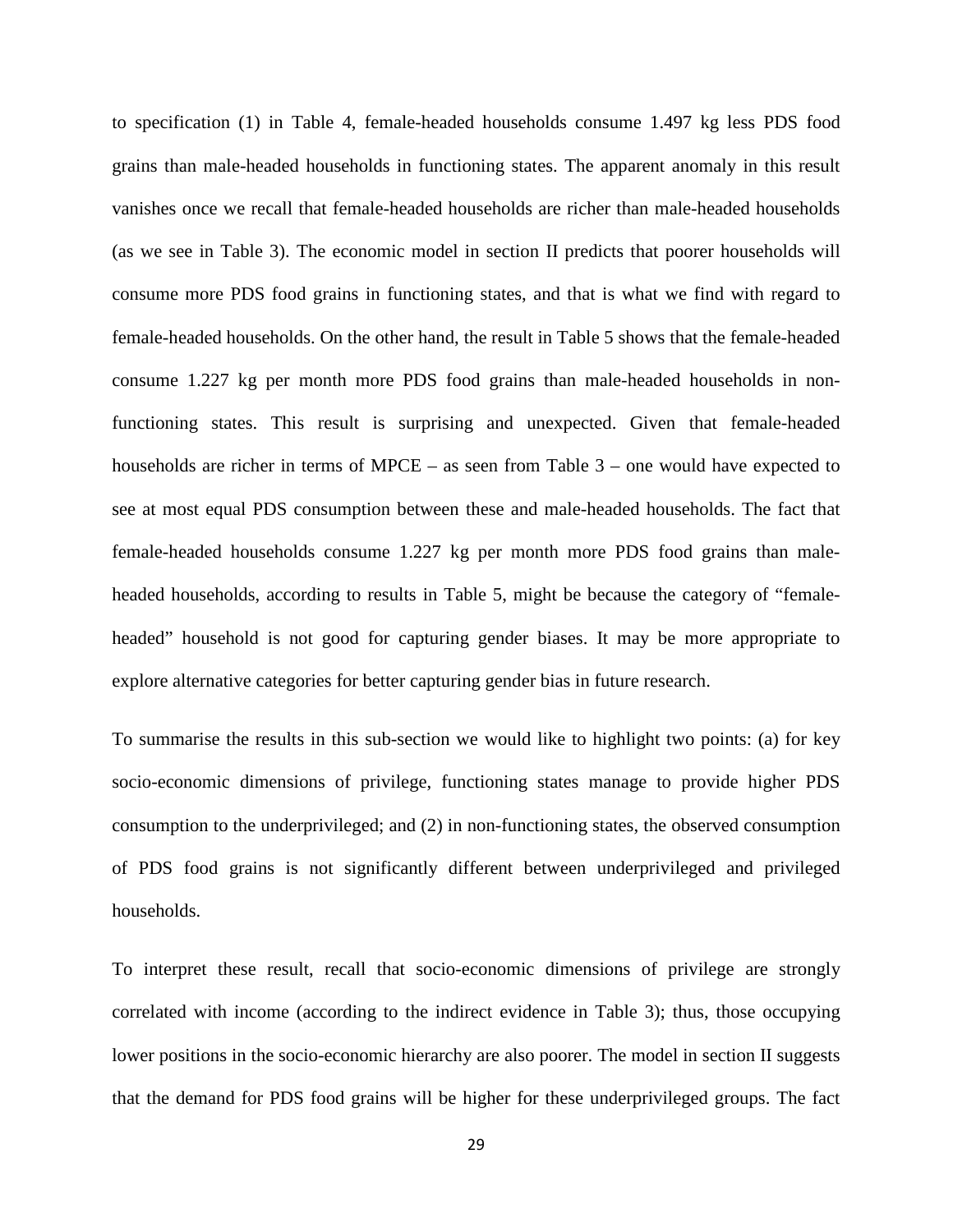to specification (1) in Table 4, female-headed households consume 1.497 kg less PDS food grains than male-headed households in functioning states. The apparent anomaly in this result vanishes once we recall that female-headed households are richer than male-headed households (as we see in Table 3). The economic model in section II predicts that poorer households will consume more PDS food grains in functioning states, and that is what we find with regard to female-headed households. On the other hand, the result in Table 5 shows that the female-headed consume 1.227 kg per month more PDS food grains than male-headed households in non-functioning states. This result is surprising and unexpected. Given that female-headed households are richer in terms of MPCE – as seen from Table 3 – one would have expected to see at most equal PDS consumption between these and male-headed households. The fact that female-headed households consume 1.227 kg per month more PDS food grains than male-headed households, according to results in Table 5, might be because the category of "female-headed" household is not good for capturing gender biases. It may be more appropriate to explore alternative categories for better capturing gender bias in future research.

To summarise the results in this sub-section we would like to highlight two points: (a) for key socio-economic dimensions of privilege, functioning states manage to provide higher PDS consumption to the underprivileged; and (2) in non-functioning states, the observed consumption of PDS food grains is not significantly different between underprivileged and privileged households.

To interpret these result, recall that socio-economic dimensions of privilege are strongly correlated with income (according to the indirect evidence in Table 3); thus, those occupying lower positions in the socio-economic hierarchy are also poorer. The model in section II suggests that the demand for PDS food grains will be higher for these underprivileged groups. The fact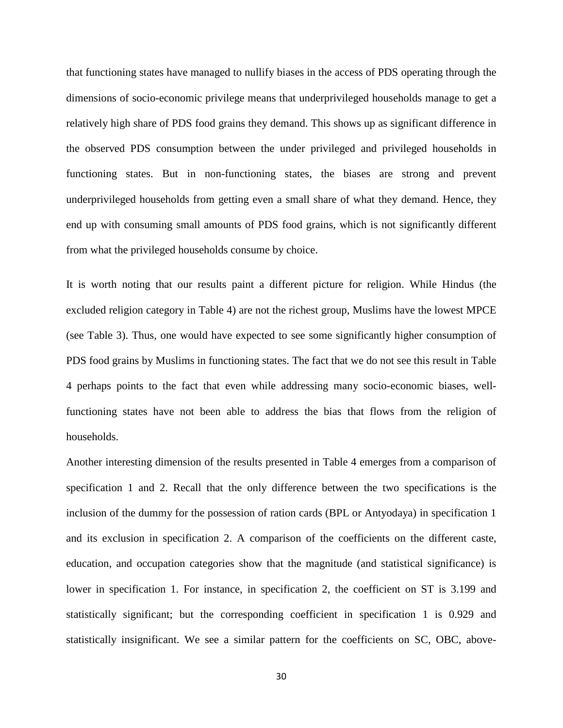that functioning states have managed to nullify biases in the access of PDS operating through the dimensions of socio-economic privilege means that underprivileged households manage to get a relatively high share of PDS food grains they demand. This shows up as significant difference in the observed PDS consumption between the under privileged and privileged households in functioning states. But in non-functioning states, the biases are strong and prevent underprivileged households from getting even a small share of what they demand. Hence, they end up with consuming small amounts of PDS food grains, which is not significantly different from what the privileged households consume by choice.

It is worth noting that our results paint a different picture for religion. While Hindus (the excluded religion category in Table 4) are not the richest group, Muslims have the lowest MPCE (see Table 3). Thus, one would have expected to see some significantly higher consumption of PDS food grains by Muslims in functioning states. The fact that we do not see this result in Table 4 perhaps points to the fact that even while addressing many socio-economic biases, well-functioning states have not been able to address the bias that flows from the religion of households.

Another interesting dimension of the results presented in Table 4 emerges from a comparison of specification 1 and 2. Recall that the only difference between the two specifications is the inclusion of the dummy for the possession of ration cards (BPL or Antyodaya) in specification 1 and its exclusion in specification 2. A comparison of the coefficients on the different caste, education, and occupation categories show that the magnitude (and statistical significance) is lower in specification 1. For instance, in specification 2, the coefficient on ST is 3.199 and statistically significant; but the corresponding coefficient in specification 1 is 0.929 and statistically insignificant. We see a similar pattern for the coefficients on SC, OBC, above-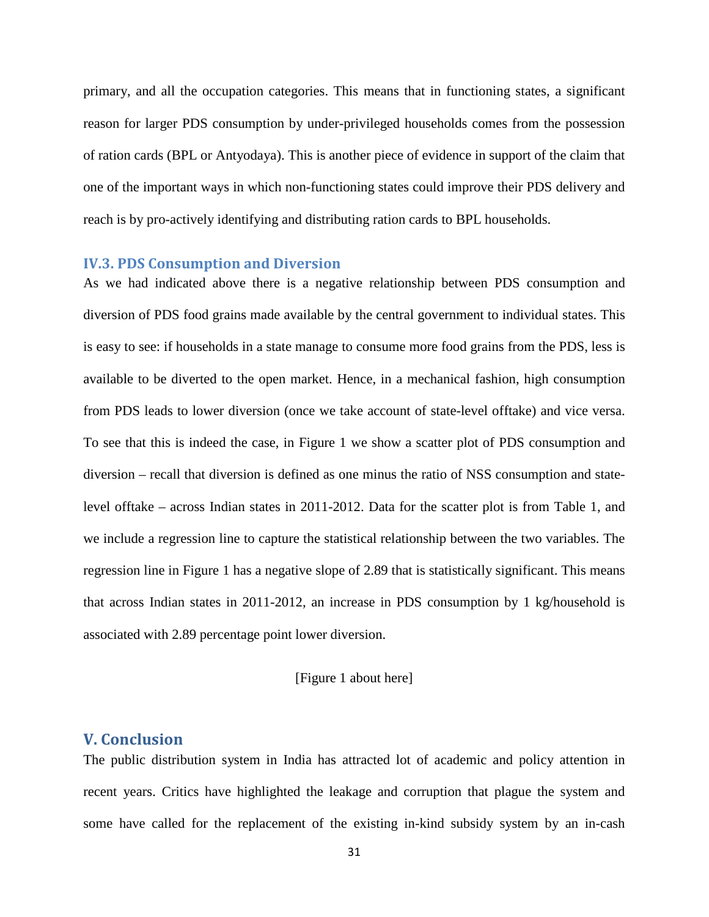primary, and all the occupation categories. This means that in functioning states, a significant reason for larger PDS consumption by under-privileged households comes from the possession of ration cards (BPL or Antyodaya). This is another piece of evidence in support of the claim that one of the important ways in which non-functioning states could improve their PDS delivery and reach is by pro-actively identifying and distributing ration cards to BPL households.

### IV.3. PDS Consumption and Diversion

As we had indicated above there is a negative relationship between PDS consumption and diversion of PDS food grains made available by the central government to individual states. This is easy to see: if households in a state manage to consume more food grains from the PDS, less is available to be diverted to the open market. Hence, in a mechanical fashion, high consumption from PDS leads to lower diversion (once we take account of state-level offtake) and vice versa. To see that this is indeed the case, in Figure 1 we show a scatter plot of PDS consumption and diversion – recall that diversion is defined as one minus the ratio of NSS consumption and state-level offtake – across Indian states in 2011-2012. Data for the scatter plot is from Table 1, and we include a regression line to capture the statistical relationship between the two variables. The regression line in Figure 1 has a negative slope of 2.89 that is statistically significant. This means that across Indian states in 2011-2012, an increase in PDS consumption by 1 kg/household is associated with 2.89 percentage point lower diversion.

[Figure 1 about here]

## V. Conclusion

The public distribution system in India has attracted lot of academic and policy attention in recent years. Critics have highlighted the leakage and corruption that plague the system and some have called for the replacement of the existing in-kind subsidy system by an in-cash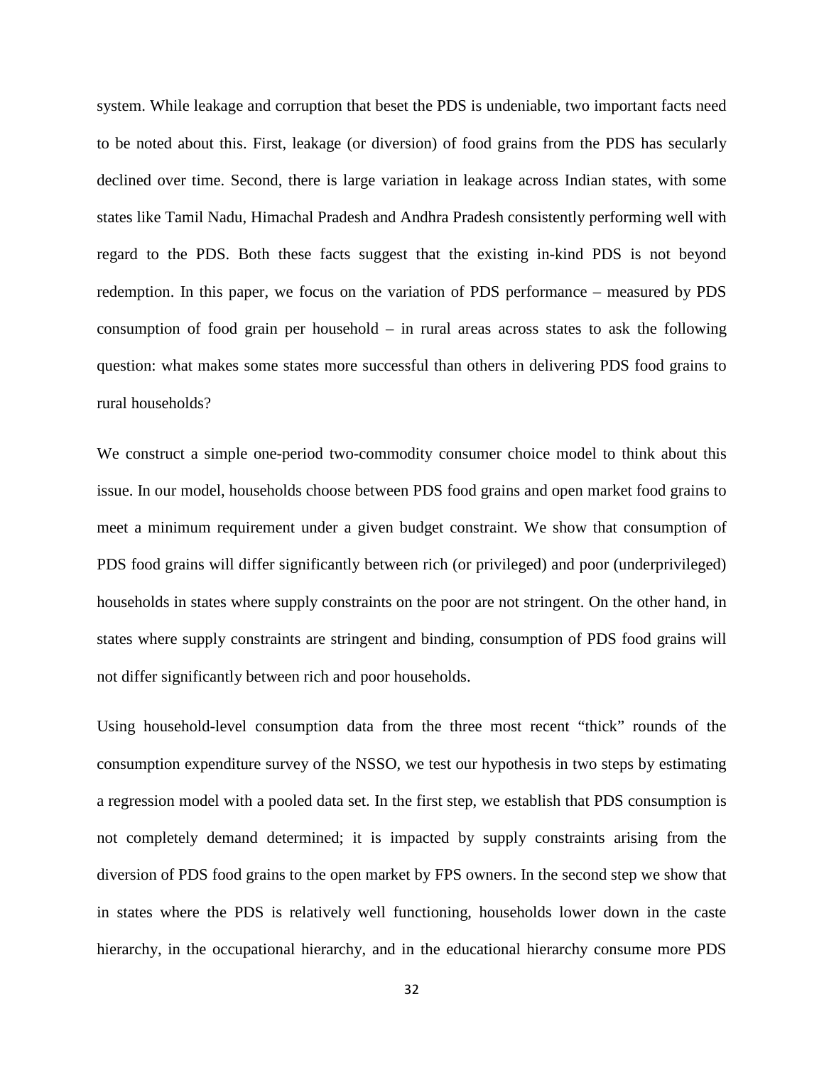system. While leakage and corruption that beset the PDS is undeniable, two important facts need to be noted about this. First, leakage (or diversion) of food grains from the PDS has secularly declined over time. Second, there is large variation in leakage across Indian states, with some states like Tamil Nadu, Himachal Pradesh and Andhra Pradesh consistently performing well with regard to the PDS. Both these facts suggest that the existing in-kind PDS is not beyond redemption. In this paper, we focus on the variation of PDS performance – measured by PDS consumption of food grain per household – in rural areas across states to ask the following question: what makes some states more successful than others in delivering PDS food grains to rural households?

We construct a simple one-period two-commodity consumer choice model to think about this issue. In our model, households choose between PDS food grains and open market food grains to meet a minimum requirement under a given budget constraint. We show that consumption of PDS food grains will differ significantly between rich (or privileged) and poor (underprivileged) households in states where supply constraints on the poor are not stringent. On the other hand, in states where supply constraints are stringent and binding, consumption of PDS food grains will not differ significantly between rich and poor households.

Using household-level consumption data from the three most recent "thick" rounds of the consumption expenditure survey of the NSSO, we test our hypothesis in two steps by estimating a regression model with a pooled data set. In the first step, we establish that PDS consumption is not completely demand determined; it is impacted by supply constraints arising from the diversion of PDS food grains to the open market by FPS owners. In the second step we show that in states where the PDS is relatively well functioning, households lower down in the caste hierarchy, in the occupational hierarchy, and in the educational hierarchy consume more PDS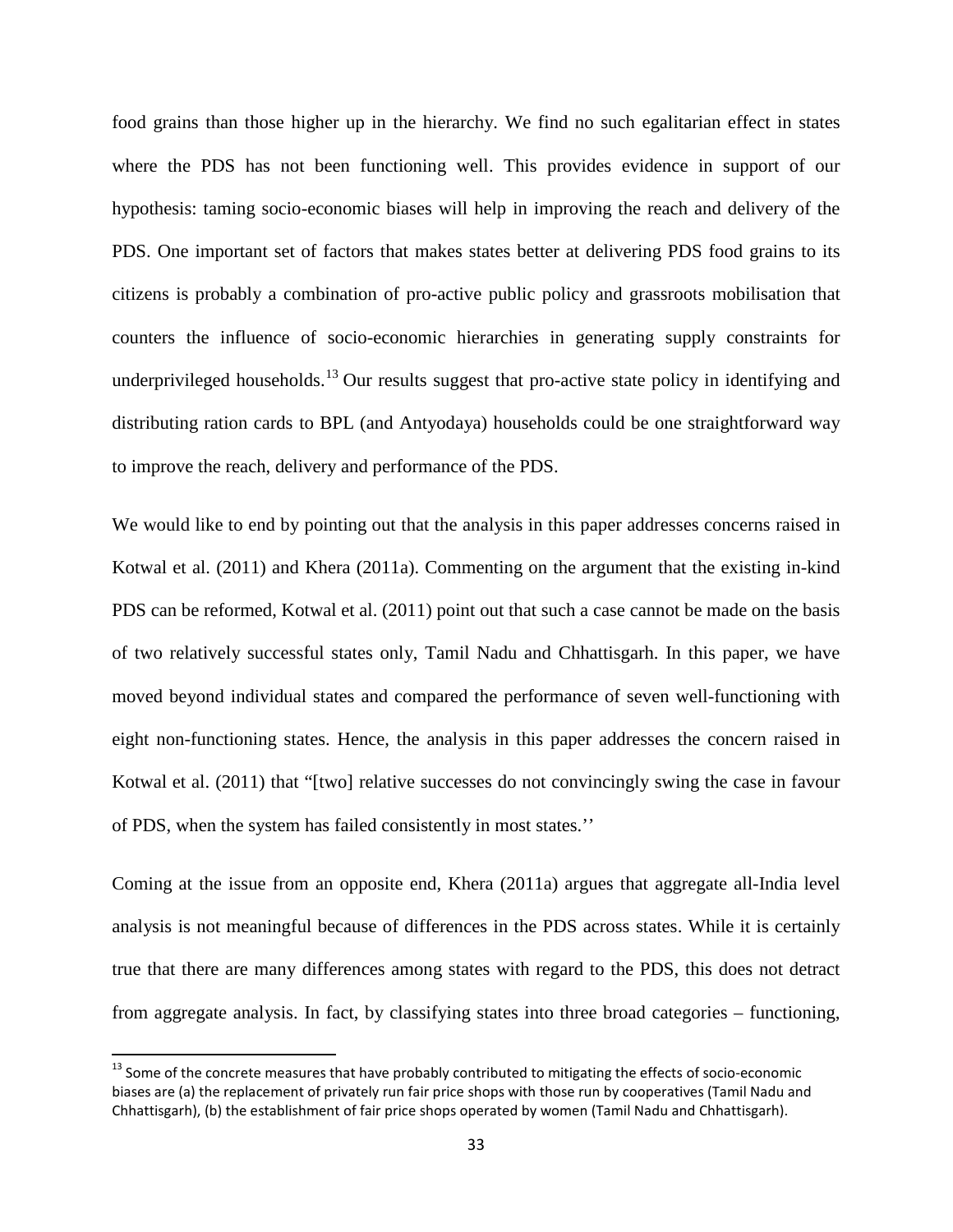food grains than those higher up in the hierarchy. We find no such egalitarian effect in states where the PDS has not been functioning well. This provides evidence in support of our hypothesis: taming socio-economic biases will help in improving the reach and delivery of the PDS. One important set of factors that makes states better at delivering PDS food grains to its citizens is probably a combination of pro-active public policy and grassroots mobilisation that counters the influence of socio-economic hierarchies in generating supply constraints for underprivileged households.[13] Our results suggest that pro-active state policy in identifying and distributing ration cards to BPL (and Antyodaya) households could be one straightforward way to improve the reach, delivery and performance of the PDS.

We would like to end by pointing out that the analysis in this paper addresses concerns raised in Kotwal et al. (2011) and Khera (2011a). Commenting on the argument that the existing in-kind PDS can be reformed, Kotwal et al. (2011) point out that such a case cannot be made on the basis of two relatively successful states only, Tamil Nadu and Chhattisgarh. In this paper, we have moved beyond individual states and compared the performance of seven well-functioning with eight non-functioning states. Hence, the analysis in this paper addresses the concern raised in Kotwal et al. (2011) that "[two] relative successes do not convincingly swing the case in favour of PDS, when the system has failed consistently in most states.''

Coming at the issue from an opposite end, Khera (2011a) argues that aggregate all-India level analysis is not meaningful because of differences in the PDS across states. While it is certainly true that there are many differences among states with regard to the PDS, this does not detract from aggregate analysis. In fact, by classifying states into three broad categories – functioning,

[13] Some of the concrete measures that have probably contributed to mitigating the effects of socio-economic biases are (a) the replacement of privately run fair price shops with those run by cooperatives (Tamil Nadu and Chhattisgarh), (b) the establishment of fair price shops operated by women (Tamil Nadu and Chhattisgarh).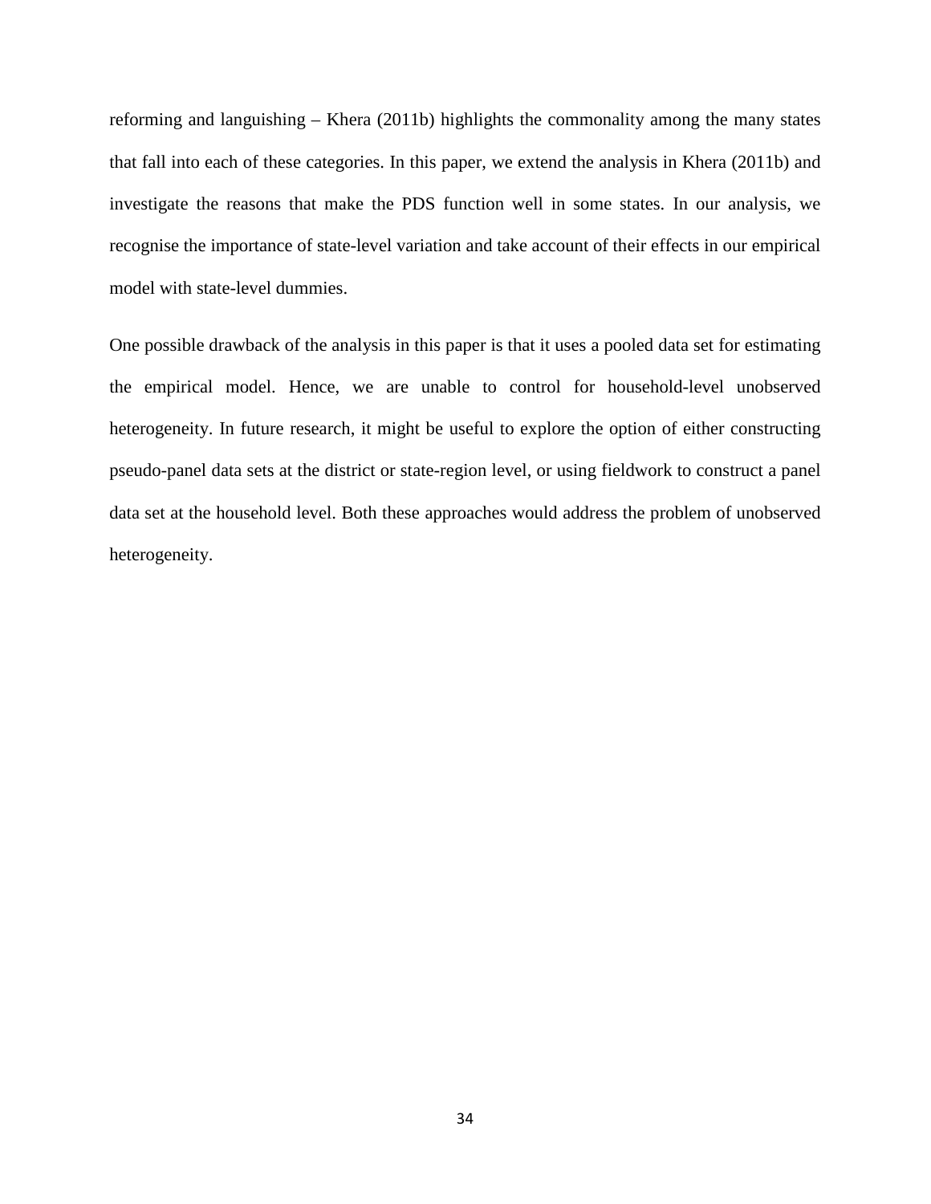reforming and languishing – Khera (2011b) highlights the commonality among the many states that fall into each of these categories. In this paper, we extend the analysis in Khera (2011b) and investigate the reasons that make the PDS function well in some states. In our analysis, we recognise the importance of state-level variation and take account of their effects in our empirical model with state-level dummies.

One possible drawback of the analysis in this paper is that it uses a pooled data set for estimating the empirical model. Hence, we are unable to control for household-level unobserved heterogeneity. In future research, it might be useful to explore the option of either constructing pseudo-panel data sets at the district or state-region level, or using fieldwork to construct a panel data set at the household level. Both these approaches would address the problem of unobserved heterogeneity.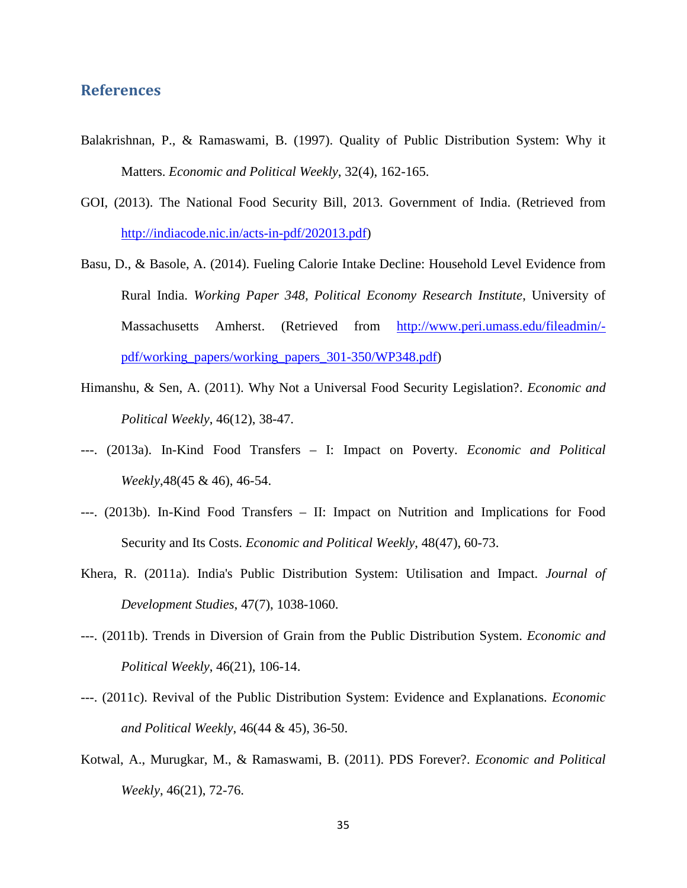## References

Balakrishnan, P., & Ramaswami, B. (1997). Quality of Public Distribution System: Why it Matters. *Economic and Political Weekly*, 32(4), 162-165.

GOI, (2013). The National Food Security Bill, 2013. Government of India. (Retrieved from http://indiacode.nic.in/acts-in-pdf/202013.pdf)

Basu, D., & Basole, A. (2014). Fueling Calorie Intake Decline: Household Level Evidence from Rural India. *Working Paper 348, Political Economy Research Institute*, University of Massachusetts Amherst. (Retrieved from http://www.peri.umass.edu/fileadmin/-pdf/working_papers/working_papers_301-350/WP348.pdf)

Himanshu, & Sen, A. (2011). Why Not a Universal Food Security Legislation?. *Economic and Political Weekly*, 46(12), 38-47.

---. (2013a). In-Kind Food Transfers – I: Impact on Poverty. *Economic and Political Weekly*,48(45 & 46), 46-54.

---. (2013b). In-Kind Food Transfers – II: Impact on Nutrition and Implications for Food Security and Its Costs. *Economic and Political Weekly*, 48(47), 60-73.

Khera, R. (2011a). India's Public Distribution System: Utilisation and Impact. *Journal of Development Studies*, 47(7), 1038-1060.

---. (2011b). Trends in Diversion of Grain from the Public Distribution System. *Economic and Political Weekly*, 46(21), 106-14.

---. (2011c). Revival of the Public Distribution System: Evidence and Explanations. *Economic and Political Weekly*, 46(44 & 45), 36-50.

Kotwal, A., Murugkar, M., & Ramaswami, B. (2011). PDS Forever?. *Economic and Political Weekly*, 46(21), 72-76.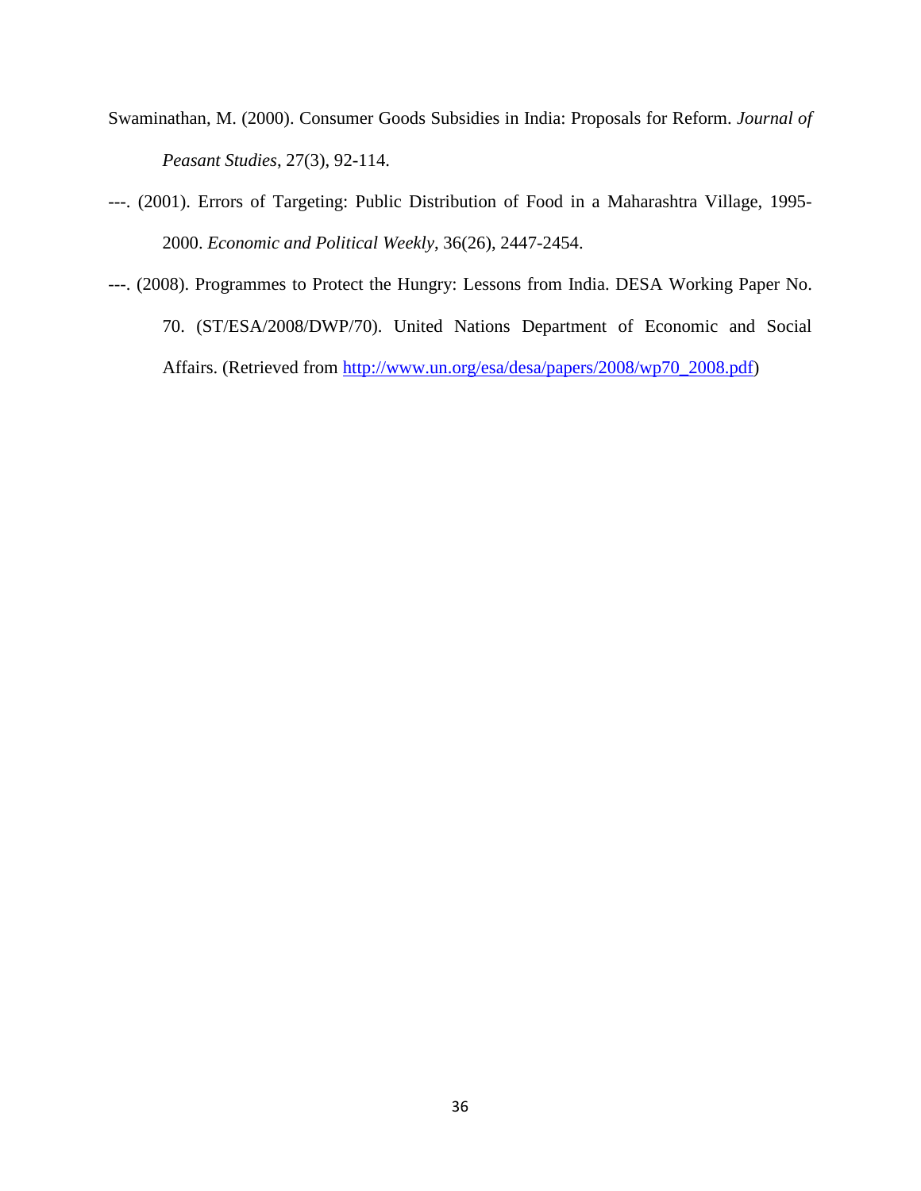Swaminathan, M. (2000). Consumer Goods Subsidies in India: Proposals for Reform. *Journal of Peasant Studies*, 27(3), 92-114.

---. (2001). Errors of Targeting: Public Distribution of Food in a Maharashtra Village, 1995-2000. *Economic and Political Weekly*, 36(26), 2447-2454.

---. (2008). Programmes to Protect the Hungry: Lessons from India. DESA Working Paper No. 70. (ST/ESA/2008/DWP/70). United Nations Department of Economic and Social Affairs. (Retrieved from http://www.un.org/esa/desa/papers/2008/wp70_2008.pdf)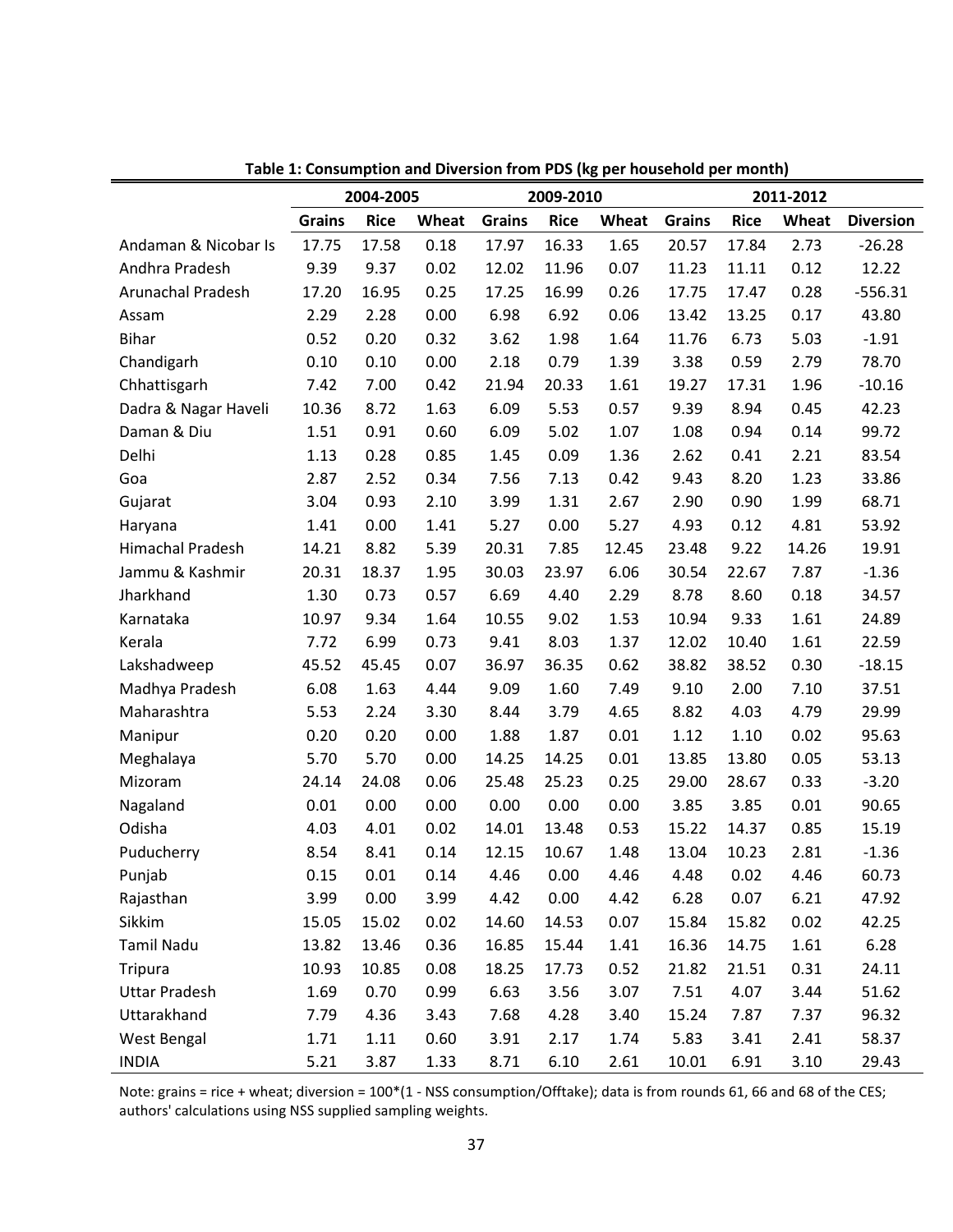**Table 1: Consumption and Diversion from PDS (kg per household per month)**

| | 2004-2005 | | | 2009-2010 | | | 2011-2012 | | | |
|---|---|---|---|---|---|---|---|---|---|---|
| | Grains | Rice | Wheat | Grains | Rice | Wheat | Grains | Rice | Wheat | Diversion |
| Andaman & Nicobar Is | 17.75 | 17.58 | 0.18 | 17.97 | 16.33 | 1.65 | 20.57 | 17.84 | 2.73 | -26.28 |
| Andhra Pradesh | 9.39 | 9.37 | 0.02 | 12.02 | 11.96 | 0.07 | 11.23 | 11.11 | 0.12 | 12.22 |
| Arunachal Pradesh | 17.20 | 16.95 | 0.25 | 17.25 | 16.99 | 0.26 | 17.75 | 17.47 | 0.28 | -556.31 |
| Assam | 2.29 | 2.28 | 0.00 | 6.98 | 6.92 | 0.06 | 13.42 | 13.25 | 0.17 | 43.80 |
| Bihar | 0.52 | 0.20 | 0.32 | 3.62 | 1.98 | 1.64 | 11.76 | 6.73 | 5.03 | -1.91 |
| Chandigarh | 0.10 | 0.10 | 0.00 | 2.18 | 0.79 | 1.39 | 3.38 | 0.59 | 2.79 | 78.70 |
| Chhattisgarh | 7.42 | 7.00 | 0.42 | 21.94 | 20.33 | 1.61 | 19.27 | 17.31 | 1.96 | -10.16 |
| Dadra & Nagar Haveli | 10.36 | 8.72 | 1.63 | 6.09 | 5.53 | 0.57 | 9.39 | 8.94 | 0.45 | 42.23 |
| Daman & Diu | 1.51 | 0.91 | 0.60 | 6.09 | 5.02 | 1.07 | 1.08 | 0.94 | 0.14 | 99.72 |
| Delhi | 1.13 | 0.28 | 0.85 | 1.45 | 0.09 | 1.36 | 2.62 | 0.41 | 2.21 | 83.54 |
| Goa | 2.87 | 2.52 | 0.34 | 7.56 | 7.13 | 0.42 | 9.43 | 8.20 | 1.23 | 33.86 |
| Gujarat | 3.04 | 0.93 | 2.10 | 3.99 | 1.31 | 2.67 | 2.90 | 0.90 | 1.99 | 68.71 |
| Haryana | 1.41 | 0.00 | 1.41 | 5.27 | 0.00 | 5.27 | 4.93 | 0.12 | 4.81 | 53.92 |
| Himachal Pradesh | 14.21 | 8.82 | 5.39 | 20.31 | 7.85 | 12.45 | 23.48 | 9.22 | 14.26 | 19.91 |
| Jammu & Kashmir | 20.31 | 18.37 | 1.95 | 30.03 | 23.97 | 6.06 | 30.54 | 22.67 | 7.87 | -1.36 |
| Jharkhand | 1.30 | 0.73 | 0.57 | 6.69 | 4.40 | 2.29 | 8.78 | 8.60 | 0.18 | 34.57 |
| Karnataka | 10.97 | 9.34 | 1.64 | 10.55 | 9.02 | 1.53 | 10.94 | 9.33 | 1.61 | 24.89 |
| Kerala | 7.72 | 6.99 | 0.73 | 9.41 | 8.03 | 1.37 | 12.02 | 10.40 | 1.61 | 22.59 |
| Lakshadweep | 45.52 | 45.45 | 0.07 | 36.97 | 36.35 | 0.62 | 38.82 | 38.52 | 0.30 | -18.15 |
| Madhya Pradesh | 6.08 | 1.63 | 4.44 | 9.09 | 1.60 | 7.49 | 9.10 | 2.00 | 7.10 | 37.51 |
| Maharashtra | 5.53 | 2.24 | 3.30 | 8.44 | 3.79 | 4.65 | 8.82 | 4.03 | 4.79 | 29.99 |
| Manipur | 0.20 | 0.20 | 0.00 | 1.88 | 1.87 | 0.01 | 1.12 | 1.10 | 0.02 | 95.63 |
| Meghalaya | 5.70 | 5.70 | 0.00 | 14.25 | 14.25 | 0.01 | 13.85 | 13.80 | 0.05 | 53.13 |
| Mizoram | 24.14 | 24.08 | 0.06 | 25.48 | 25.23 | 0.25 | 29.00 | 28.67 | 0.33 | -3.20 |
| Nagaland | 0.01 | 0.00 | 0.00 | 0.00 | 0.00 | 0.00 | 3.85 | 3.85 | 0.01 | 90.65 |
| Odisha | 4.03 | 4.01 | 0.02 | 14.01 | 13.48 | 0.53 | 15.22 | 14.37 | 0.85 | 15.19 |
| Puducherry | 8.54 | 8.41 | 0.14 | 12.15 | 10.67 | 1.48 | 13.04 | 10.23 | 2.81 | -1.36 |
| Punjab | 0.15 | 0.01 | 0.14 | 4.46 | 0.00 | 4.46 | 4.48 | 0.02 | 4.46 | 60.73 |
| Rajasthan | 3.99 | 0.00 | 3.99 | 4.42 | 0.00 | 4.42 | 6.28 | 0.07 | 6.21 | 47.92 |
| Sikkim | 15.05 | 15.02 | 0.02 | 14.60 | 14.53 | 0.07 | 15.84 | 15.82 | 0.02 | 42.25 |
| Tamil Nadu | 13.82 | 13.46 | 0.36 | 16.85 | 15.44 | 1.41 | 16.36 | 14.75 | 1.61 | 6.28 |
| Tripura | 10.93 | 10.85 | 0.08 | 18.25 | 17.73 | 0.52 | 21.82 | 21.51 | 0.31 | 24.11 |
| Uttar Pradesh | 1.69 | 0.70 | 0.99 | 6.63 | 3.56 | 3.07 | 7.51 | 4.07 | 3.44 | 51.62 |
| Uttarakhand | 7.79 | 4.36 | 3.43 | 7.68 | 4.28 | 3.40 | 15.24 | 7.87 | 7.37 | 96.32 |
| West Bengal | 1.71 | 1.11 | 0.60 | 3.91 | 2.17 | 1.74 | 5.83 | 3.41 | 2.41 | 58.37 |
| INDIA | 5.21 | 3.87 | 1.33 | 8.71 | 6.10 | 2.61 | 10.01 | 6.91 | 3.10 | 29.43 |

Note: grains = rice + wheat; diversion = 100*(1 - NSS consumption/Offtake); data is from rounds 61, 66 and 68 of the CES; authors' calculations using NSS supplied sampling weights.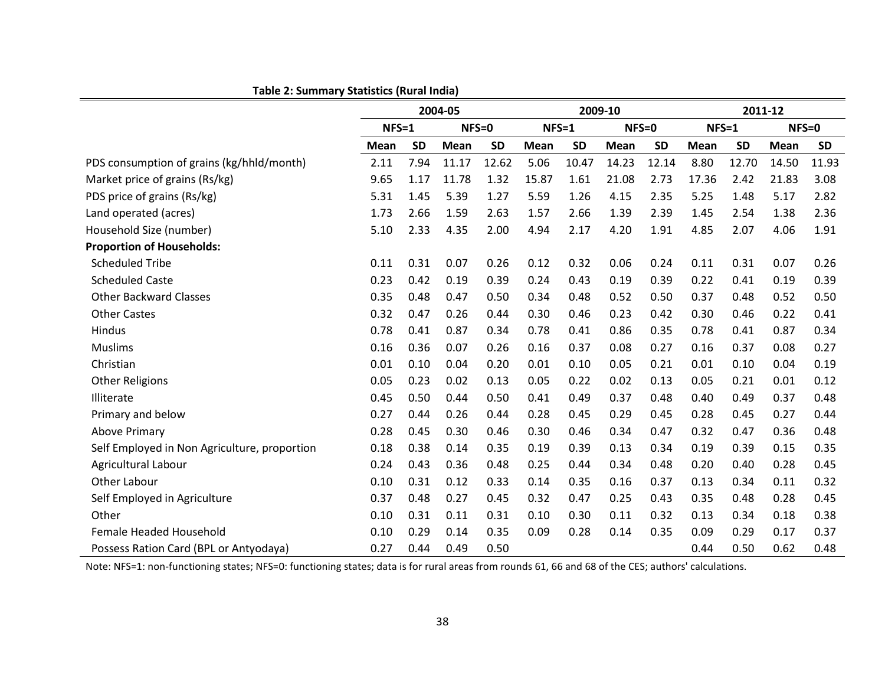**Table 2: Summary Statistics (Rural India)**

| | 2004-05 | | | | 2009-10 | | | | 2011-12 | | | |
|---|---|---|---|---|---|---|---|---|---|---|---|---|
| | NFS=1 | | NFS=0 | | NFS=1 | | NFS=0 | | NFS=1 | | NFS=0 | |
| | **Mean** | **SD** | **Mean** | **SD** | **Mean** | **SD** | **Mean** | **SD** | **Mean** | **SD** | **Mean** | **SD** |
| PDS consumption of grains (kg/hhld/month) | 2.11 | 7.94 | 11.17 | 12.62 | 5.06 | 10.47 | 14.23 | 12.14 | 8.80 | 12.70 | 14.50 | 11.93 |
| Market price of grains (Rs/kg) | 9.65 | 1.17 | 11.78 | 1.32 | 15.87 | 1.61 | 21.08 | 2.73 | 17.36 | 2.42 | 21.83 | 3.08 |
| PDS price of grains (Rs/kg) | 5.31 | 1.45 | 5.39 | 1.27 | 5.59 | 1.26 | 4.15 | 2.35 | 5.25 | 1.48 | 5.17 | 2.82 |
| Land operated (acres) | 1.73 | 2.66 | 1.59 | 2.63 | 1.57 | 2.66 | 1.39 | 2.39 | 1.45 | 2.54 | 1.38 | 2.36 |
| Household Size (number) | 5.10 | 2.33 | 4.35 | 2.00 | 4.94 | 2.17 | 4.20 | 1.91 | 4.85 | 2.07 | 4.06 | 1.91 |
| **Proportion of Households:** | | | | | | | | | | | | |
| Scheduled Tribe | 0.11 | 0.31 | 0.07 | 0.26 | 0.12 | 0.32 | 0.06 | 0.24 | 0.11 | 0.31 | 0.07 | 0.26 |
| Scheduled Caste | 0.23 | 0.42 | 0.19 | 0.39 | 0.24 | 0.43 | 0.19 | 0.39 | 0.22 | 0.41 | 0.19 | 0.39 |
| Other Backward Classes | 0.35 | 0.48 | 0.47 | 0.50 | 0.34 | 0.48 | 0.52 | 0.50 | 0.37 | 0.48 | 0.52 | 0.50 |
| Other Castes | 0.32 | 0.47 | 0.26 | 0.44 | 0.30 | 0.46 | 0.23 | 0.42 | 0.30 | 0.46 | 0.22 | 0.41 |
| Hindus | 0.78 | 0.41 | 0.87 | 0.34 | 0.78 | 0.41 | 0.86 | 0.35 | 0.78 | 0.41 | 0.87 | 0.34 |
| Muslims | 0.16 | 0.36 | 0.07 | 0.26 | 0.16 | 0.37 | 0.08 | 0.27 | 0.16 | 0.37 | 0.08 | 0.27 |
| Christian | 0.01 | 0.10 | 0.04 | 0.20 | 0.01 | 0.10 | 0.05 | 0.21 | 0.01 | 0.10 | 0.04 | 0.19 |
| Other Religions | 0.05 | 0.23 | 0.02 | 0.13 | 0.05 | 0.22 | 0.02 | 0.13 | 0.05 | 0.21 | 0.01 | 0.12 |
| Illiterate | 0.45 | 0.50 | 0.44 | 0.50 | 0.41 | 0.49 | 0.37 | 0.48 | 0.40 | 0.49 | 0.37 | 0.48 |
| Primary and below | 0.27 | 0.44 | 0.26 | 0.44 | 0.28 | 0.45 | 0.29 | 0.45 | 0.28 | 0.45 | 0.27 | 0.44 |
| Above Primary | 0.28 | 0.45 | 0.30 | 0.46 | 0.30 | 0.46 | 0.34 | 0.47 | 0.32 | 0.47 | 0.36 | 0.48 |
| Self Employed in Non Agriculture, proportion | 0.18 | 0.38 | 0.14 | 0.35 | 0.19 | 0.39 | 0.13 | 0.34 | 0.19 | 0.39 | 0.15 | 0.35 |
| Agricultural Labour | 0.24 | 0.43 | 0.36 | 0.48 | 0.25 | 0.44 | 0.34 | 0.48 | 0.20 | 0.40 | 0.28 | 0.45 |
| Other Labour | 0.10 | 0.31 | 0.12 | 0.33 | 0.14 | 0.35 | 0.16 | 0.37 | 0.13 | 0.34 | 0.11 | 0.32 |
| Self Employed in Agriculture | 0.37 | 0.48 | 0.27 | 0.45 | 0.32 | 0.47 | 0.25 | 0.43 | 0.35 | 0.48 | 0.28 | 0.45 |
| Other | 0.10 | 0.31 | 0.11 | 0.31 | 0.10 | 0.30 | 0.11 | 0.32 | 0.13 | 0.34 | 0.18 | 0.38 |
| Female Headed Household | 0.10 | 0.29 | 0.14 | 0.35 | 0.09 | 0.28 | 0.14 | 0.35 | 0.09 | 0.29 | 0.17 | 0.37 |
| Possess Ration Card (BPL or Antyodaya) | 0.27 | 0.44 | 0.49 | 0.50 | | | | | 0.44 | 0.50 | 0.62 | 0.48 |

Note: NFS=1: non-functioning states; NFS=0: functioning states; data is for rural areas from rounds 61, 66 and 68 of the CES; authors' calculations.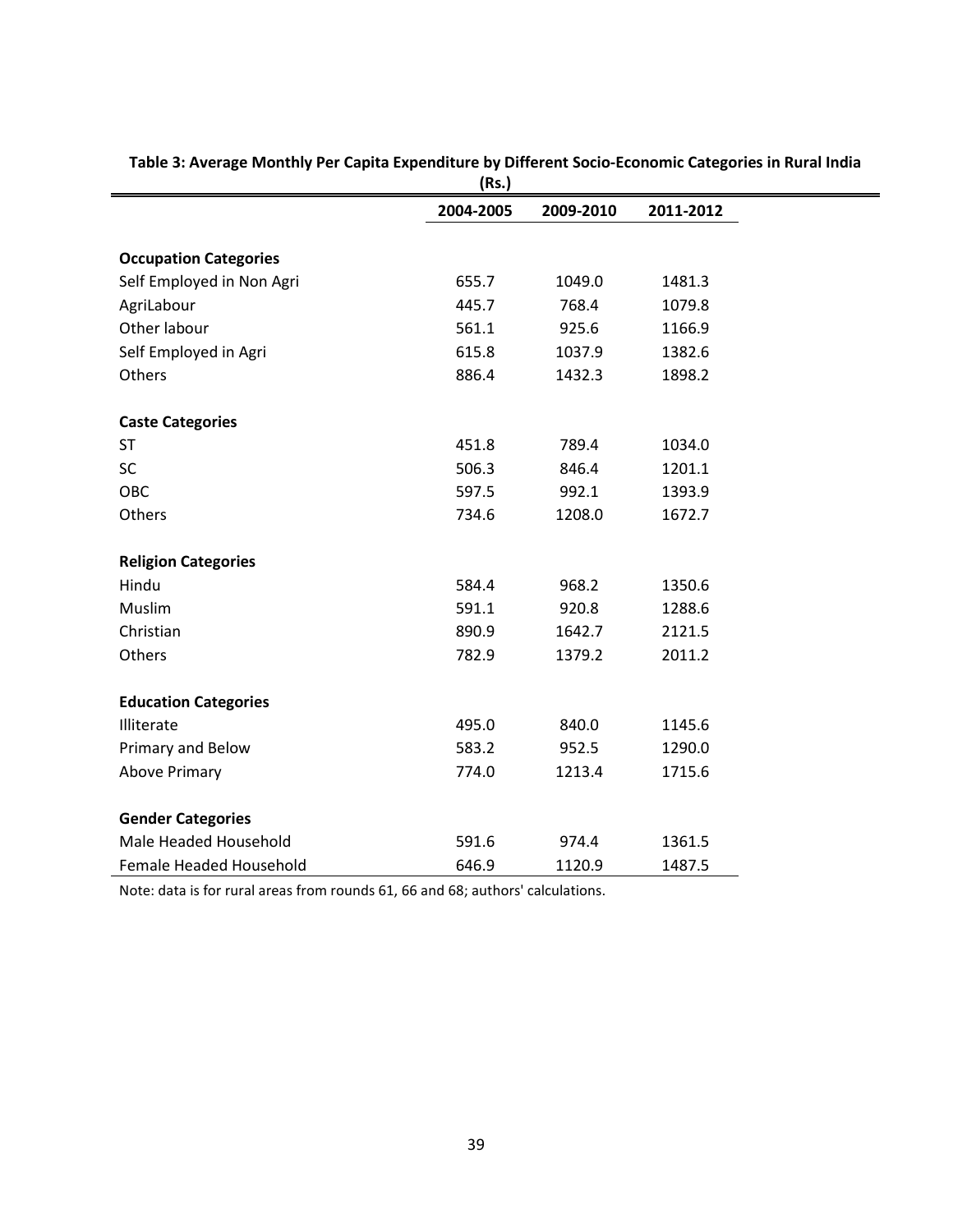**Table 3: Average Monthly Per Capita Expenditure by Different Socio-Economic Categories in Rural India (Rs.)**

| | 2004-2005 | 2009-2010 | 2011-2012 |
|---|---|---|---|
| **Occupation Categories** | | | |
| Self Employed in Non Agri | 655.7 | 1049.0 | 1481.3 |
| AgriLabour | 445.7 | 768.4 | 1079.8 |
| Other labour | 561.1 | 925.6 | 1166.9 |
| Self Employed in Agri | 615.8 | 1037.9 | 1382.6 |
| Others | 886.4 | 1432.3 | 1898.2 |
| **Caste Categories** | | | |
| ST | 451.8 | 789.4 | 1034.0 |
| SC | 506.3 | 846.4 | 1201.1 |
| OBC | 597.5 | 992.1 | 1393.9 |
| Others | 734.6 | 1208.0 | 1672.7 |
| **Religion Categories** | | | |
| Hindu | 584.4 | 968.2 | 1350.6 |
| Muslim | 591.1 | 920.8 | 1288.6 |
| Christian | 890.9 | 1642.7 | 2121.5 |
| Others | 782.9 | 1379.2 | 2011.2 |
| **Education Categories** | | | |
| Illiterate | 495.0 | 840.0 | 1145.6 |
| Primary and Below | 583.2 | 952.5 | 1290.0 |
| Above Primary | 774.0 | 1213.4 | 1715.6 |
| **Gender Categories** | | | |
| Male Headed Household | 591.6 | 974.4 | 1361.5 |
| Female Headed Household | 646.9 | 1120.9 | 1487.5 |

Note: data is for rural areas from rounds 61, 66 and 68; authors' calculations.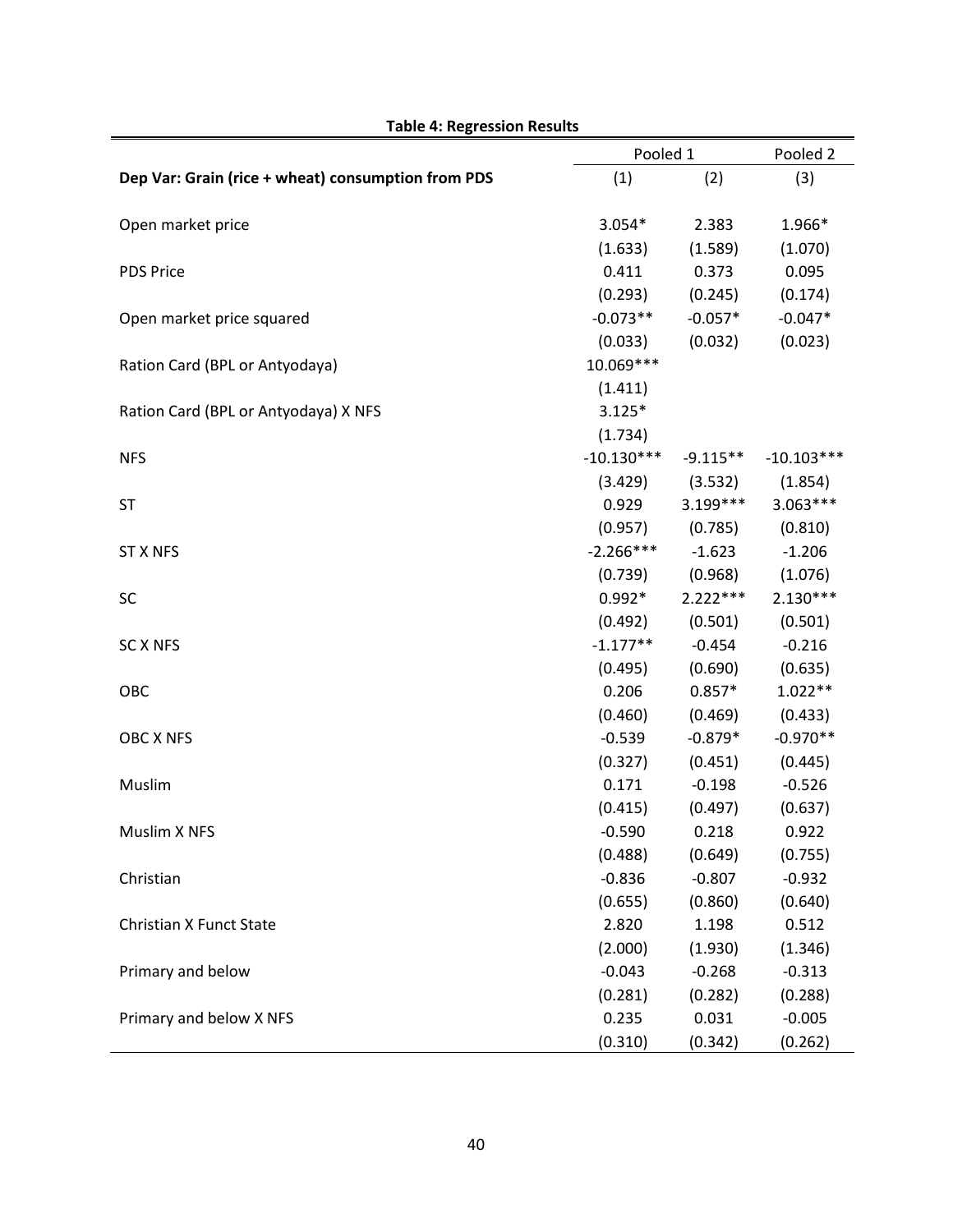**Table 4: Regression Results**

| | Pooled 1 | | Pooled 2 |
|---|---|---|---|
| **Dep Var: Grain (rice + wheat) consumption from PDS** | (1) | (2) | (3) |
| Open market price | 3.054* | 2.383 | 1.966* |
| | (1.633) | (1.589) | (1.070) |
| PDS Price | 0.411 | 0.373 | 0.095 |
| | (0.293) | (0.245) | (0.174) |
| Open market price squared | -0.073** | -0.057* | -0.047* |
| | (0.033) | (0.032) | (0.023) |
| Ration Card (BPL or Antyodaya) | 10.069*** | | |
| | (1.411) | | |
| Ration Card (BPL or Antyodaya) X NFS | 3.125* | | |
| | (1.734) | | |
| NFS | -10.130*** | -9.115** | -10.103*** |
| | (3.429) | (3.532) | (1.854) |
| ST | 0.929 | 3.199*** | 3.063*** |
| | (0.957) | (0.785) | (0.810) |
| ST X NFS | -2.266*** | -1.623 | -1.206 |
| | (0.739) | (0.968) | (1.076) |
| SC | 0.992* | 2.222*** | 2.130*** |
| | (0.492) | (0.501) | (0.501) |
| SC X NFS | -1.177** | -0.454 | -0.216 |
| | (0.495) | (0.690) | (0.635) |
| OBC | 0.206 | 0.857* | 1.022** |
| | (0.460) | (0.469) | (0.433) |
| OBC X NFS | -0.539 | -0.879* | -0.970** |
| | (0.327) | (0.451) | (0.445) |
| Muslim | 0.171 | -0.198 | -0.526 |
| | (0.415) | (0.497) | (0.637) |
| Muslim X NFS | -0.590 | 0.218 | 0.922 |
| | (0.488) | (0.649) | (0.755) |
| Christian | -0.836 | -0.807 | -0.932 |
| | (0.655) | (0.860) | (0.640) |
| Christian X Funct State | 2.820 | 1.198 | 0.512 |
| | (2.000) | (1.930) | (1.346) |
| Primary and below | -0.043 | -0.268 | -0.313 |
| | (0.281) | (0.282) | (0.288) |
| Primary and below X NFS | 0.235 | 0.031 | -0.005 |
| | (0.310) | (0.342) | (0.262) |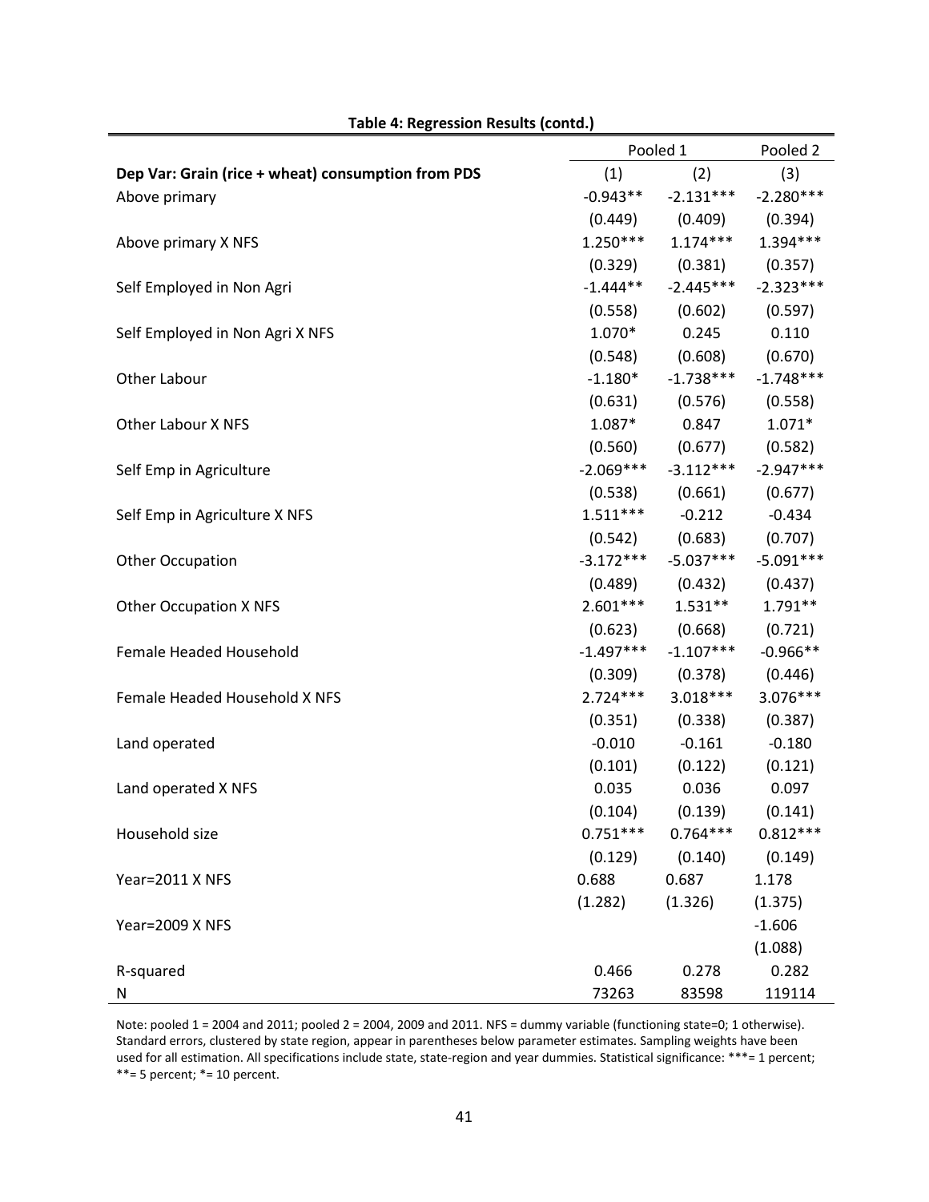**Table 4: Regression Results (contd.)**

| | Pooled 1 | | Pooled 2 |
|---|---|---|---|
| **Dep Var: Grain (rice + wheat) consumption from PDS** | (1) | (2) | (3) |
| Above primary | -0.943** | -2.131*** | -2.280*** |
| | (0.449) | (0.409) | (0.394) |
| Above primary X NFS | 1.250*** | 1.174*** | 1.394*** |
| | (0.329) | (0.381) | (0.357) |
| Self Employed in Non Agri | -1.444** | -2.445*** | -2.323*** |
| | (0.558) | (0.602) | (0.597) |
| Self Employed in Non Agri X NFS | 1.070* | 0.245 | 0.110 |
| | (0.548) | (0.608) | (0.670) |
| Other Labour | -1.180* | -1.738*** | -1.748*** |
| | (0.631) | (0.576) | (0.558) |
| Other Labour X NFS | 1.087* | 0.847 | 1.071* |
| | (0.560) | (0.677) | (0.582) |
| Self Emp in Agriculture | -2.069*** | -3.112*** | -2.947*** |
| | (0.538) | (0.661) | (0.677) |
| Self Emp in Agriculture X NFS | 1.511*** | -0.212 | -0.434 |
| | (0.542) | (0.683) | (0.707) |
| Other Occupation | -3.172*** | -5.037*** | -5.091*** |
| | (0.489) | (0.432) | (0.437) |
| Other Occupation X NFS | 2.601*** | 1.531** | 1.791** |
| | (0.623) | (0.668) | (0.721) |
| Female Headed Household | -1.497*** | -1.107*** | -0.966** |
| | (0.309) | (0.378) | (0.446) |
| Female Headed Household X NFS | 2.724*** | 3.018*** | 3.076*** |
| | (0.351) | (0.338) | (0.387) |
| Land operated | -0.010 | -0.161 | -0.180 |
| | (0.101) | (0.122) | (0.121) |
| Land operated X NFS | 0.035 | 0.036 | 0.097 |
| | (0.104) | (0.139) | (0.141) |
| Household size | 0.751*** | 0.764*** | 0.812*** |
| | (0.129) | (0.140) | (0.149) |
| Year=2011 X NFS | 0.688 | 0.687 | 1.178 |
| | (1.282) | (1.326) | (1.375) |
| Year=2009 X NFS | | | -1.606 |
| | | | (1.088) |
| R-squared | 0.466 | 0.278 | 0.282 |
| N | 73263 | 83598 | 119114 |

Note: pooled 1 = 2004 and 2011; pooled 2 = 2004, 2009 and 2011. NFS = dummy variable (functioning state=0; 1 otherwise). Standard errors, clustered by state region, appear in parentheses below parameter estimates. Sampling weights have been used for all estimation. All specifications include state, state-region and year dummies. Statistical significance: ***= 1 percent; **= 5 percent; *= 10 percent.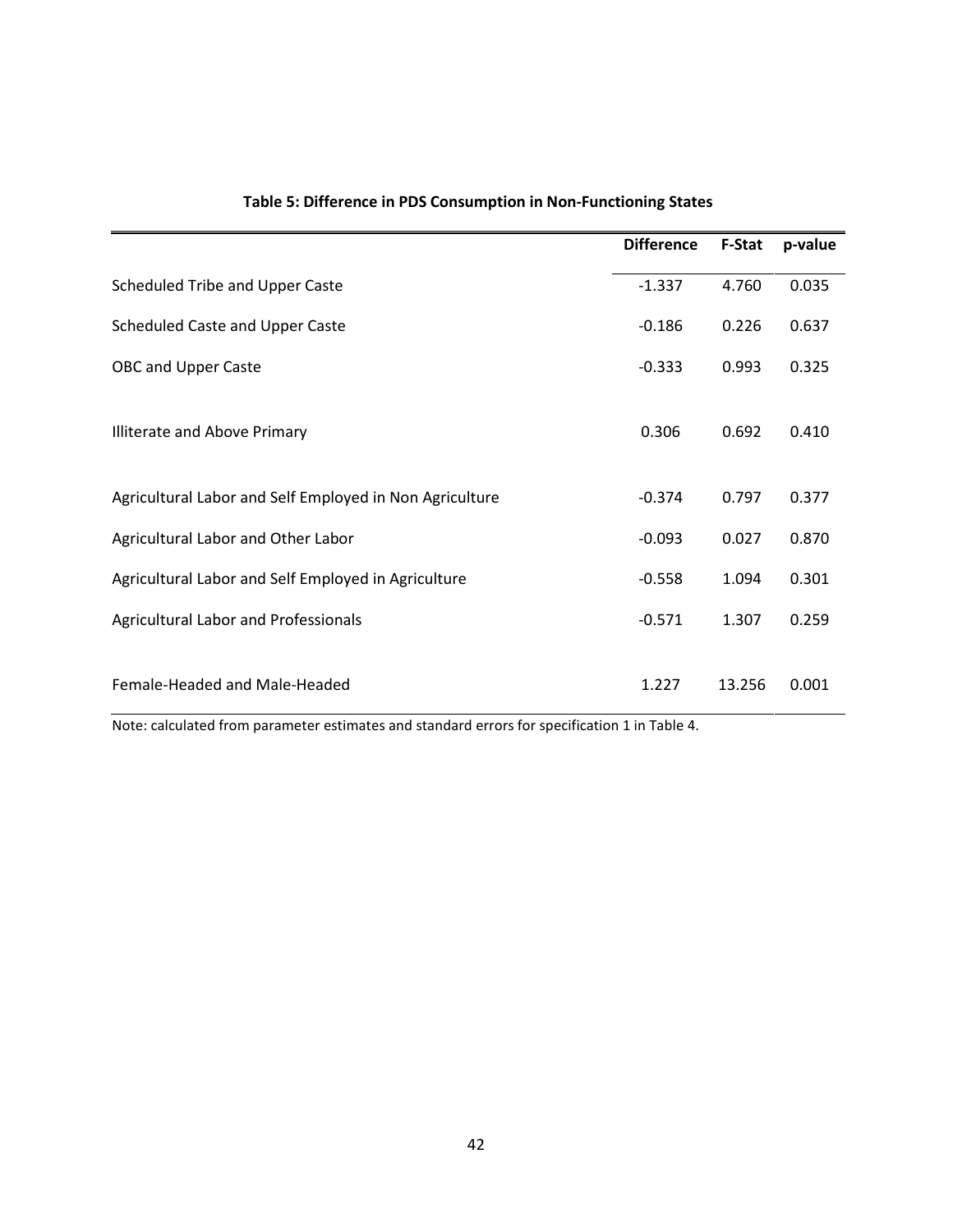**Table 5: Difference in PDS Consumption in Non-Functioning States**

| | Difference | F-Stat | p-value |
|---|---|---|---|
| Scheduled Tribe and Upper Caste | -1.337 | 4.760 | 0.035 |
| Scheduled Caste and Upper Caste | -0.186 | 0.226 | 0.637 |
| OBC and Upper Caste | -0.333 | 0.993 | 0.325 |
| Illiterate and Above Primary | 0.306 | 0.692 | 0.410 |
| Agricultural Labor and Self Employed in Non Agriculture | -0.374 | 0.797 | 0.377 |
| Agricultural Labor and Other Labor | -0.093 | 0.027 | 0.870 |
| Agricultural Labor and Self Employed in Agriculture | -0.558 | 1.094 | 0.301 |
| Agricultural Labor and Professionals | -0.571 | 1.307 | 0.259 |
| Female-Headed and Male-Headed | 1.227 | 13.256 | 0.001 |

Note: calculated from parameter estimates and standard errors for specification 1 in Table 4.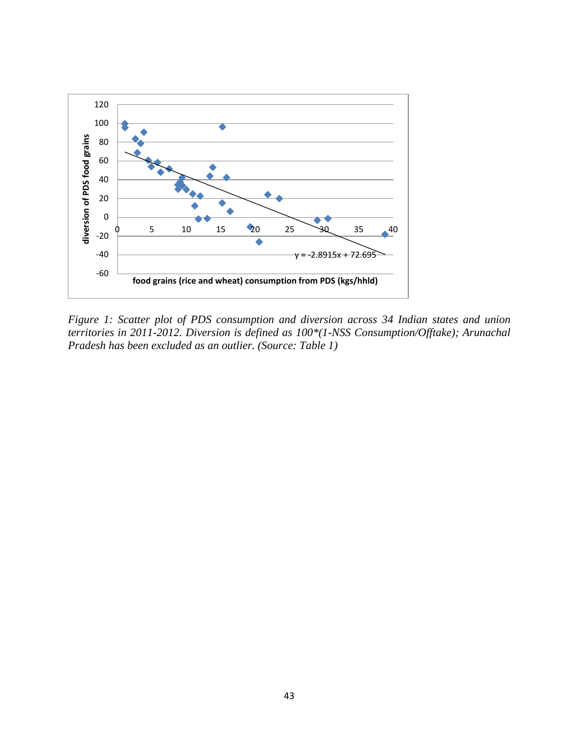120
100
80
60
40
20
0
-20
-40
-60

0 5 10 15 20 25 30 35 40

diversion of PDS food grains

food grains (rice and wheat) consumption from PDS (kgs/hhld)

y = -2.8915x + 72.695

*Figure 1: Scatter plot of PDS consumption and diversion across 34 Indian states and union territories in 2011-2012. Diversion is defined as 100\*(1-NSS Consumption/Offtake); Arunachal Pradesh has been excluded as an outlier. (Source: Table 1)*